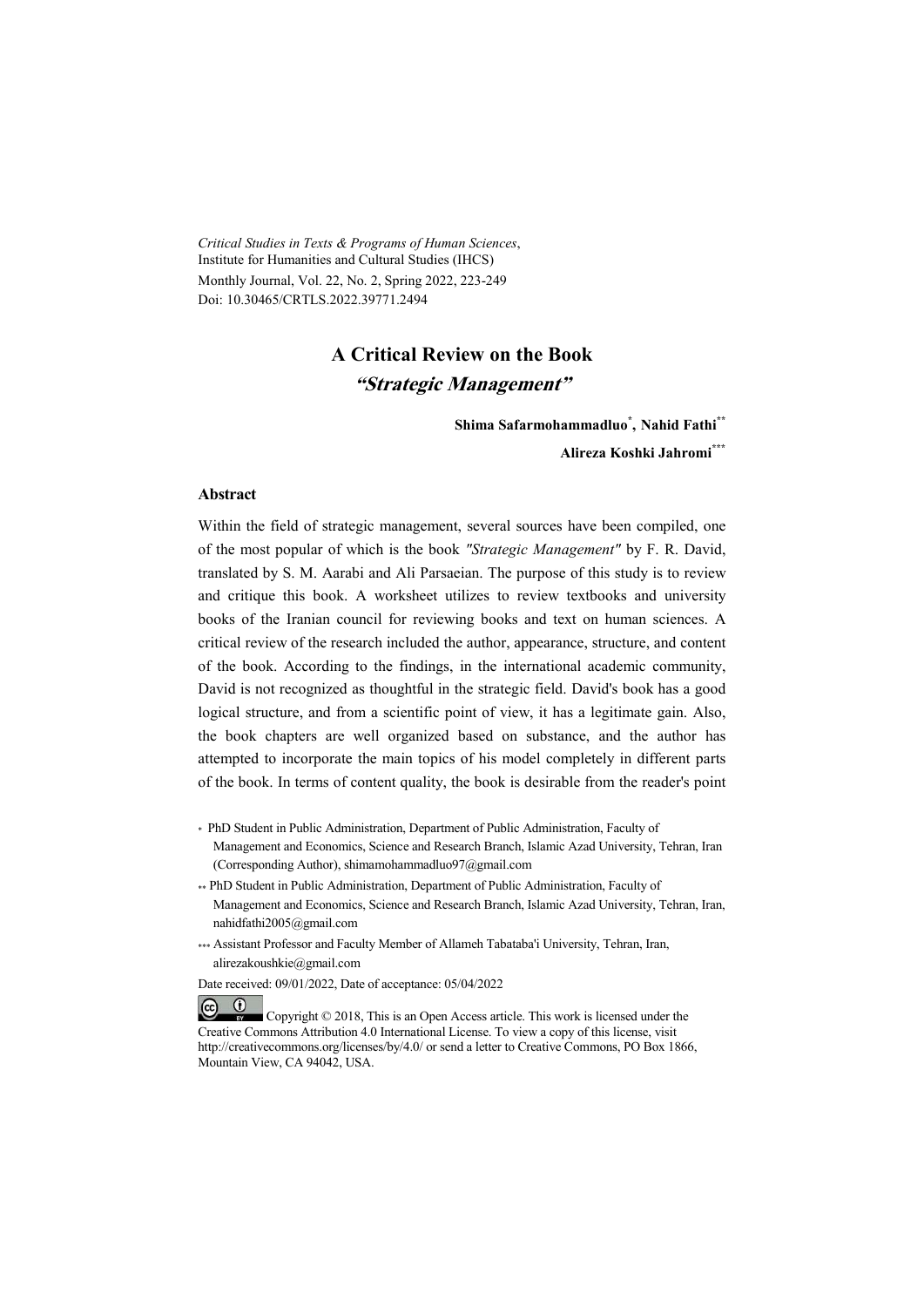*Critical Studies in Texts & Programs of Human Sciences*,
Institute for Humanities and Cultural Studies (IHCS)
Monthly Journal, Vol. 22, No. 2, Spring 2022, 223-249
Doi: 10.30465/CRTLS.2022.39771.2494

# A Critical Review on the Book *"Strategic Management"*

**Shima Safarmohammadluo[*], Nahid Fathi[**]**
**Alireza Koshki Jahromi[***]**

## Abstract

Within the field of strategic management, several sources have been compiled, one of the most popular of which is the book *"Strategic Management"* by F. R. David, translated by S. M. Aarabi and Ali Parsaeian. The purpose of this study is to review and critique this book. A worksheet utilizes to review textbooks and university books of the Iranian council for reviewing books and text on human sciences. A critical review of the research included the author, appearance, structure, and content of the book. According to the findings, in the international academic community, David is not recognized as thoughtful in the strategic field. David's book has a good logical structure, and from a scientific point of view, it has a legitimate gain. Also, the book chapters are well organized based on substance, and the author has attempted to incorporate the main topics of his model completely in different parts of the book. In terms of content quality, the book is desirable from the reader's point

[*] PhD Student in Public Administration, Department of Public Administration, Faculty of Management and Economics, Science and Research Branch, Islamic Azad University, Tehran, Iran (Corresponding Author), shimamohammadluo97@gmail.com

[**] PhD Student in Public Administration, Department of Public Administration, Faculty of Management and Economics, Science and Research Branch, Islamic Azad University, Tehran, Iran, nahidfathi2005@gmail.com

[***] Assistant Professor and Faculty Member of Allameh Tabataba'i University, Tehran, Iran, alirezakoushkie@gmail.com

Date received: 09/01/2022, Date of acceptance: 05/04/2022

Copyright © 2018, This is an Open Access article. This work is licensed under the Creative Commons Attribution 4.0 International License. To view a copy of this license, visit http://creativecommons.org/licenses/by/4.0/ or send a letter to Creative Commons, PO Box 1866, Mountain View, CA 94042, USA.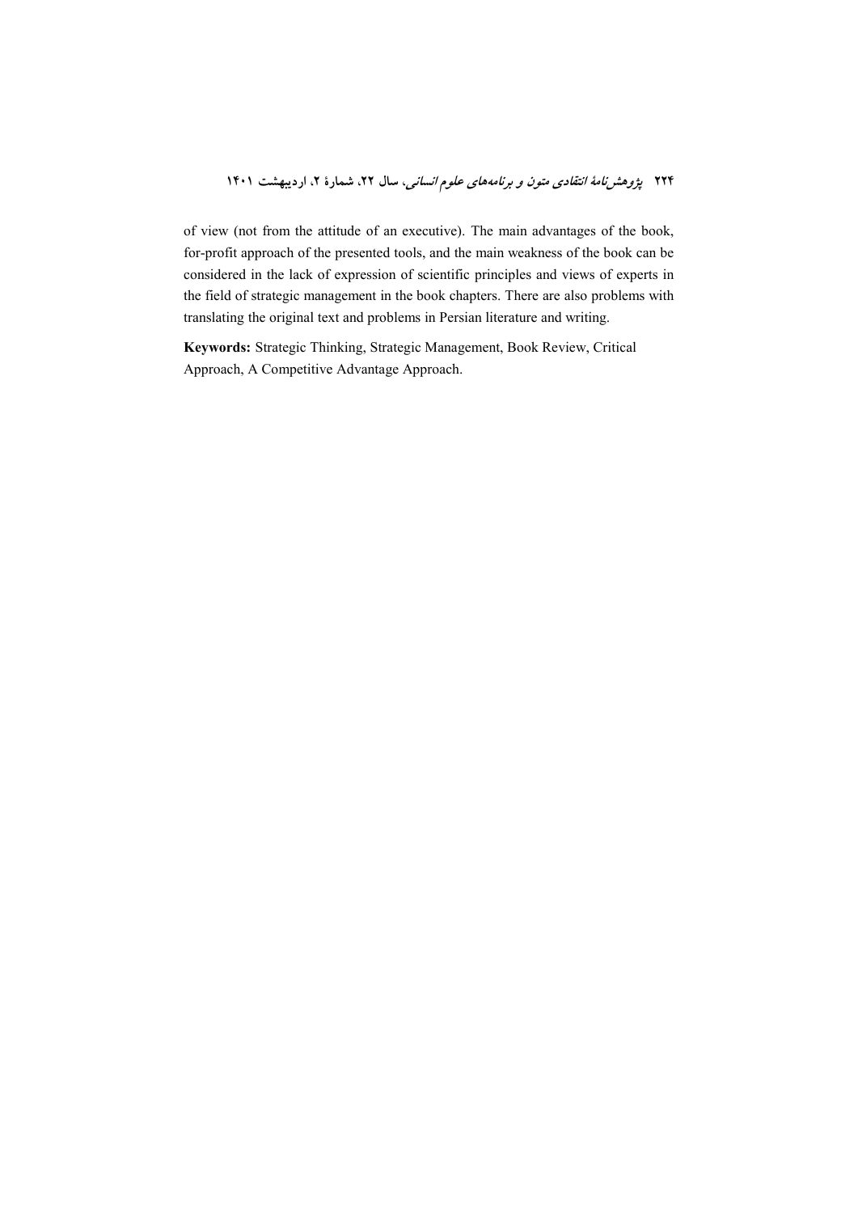of view (not from the attitude of an executive). The main advantages of the book, for-profit approach of the presented tools, and the main weakness of the book can be considered in the lack of expression of scientific principles and views of experts in the field of strategic management in the book chapters. There are also problems with translating the original text and problems in Persian literature and writing.

**Keywords:** Strategic Thinking, Strategic Management, Book Review, Critical Approach, A Competitive Advantage Approach.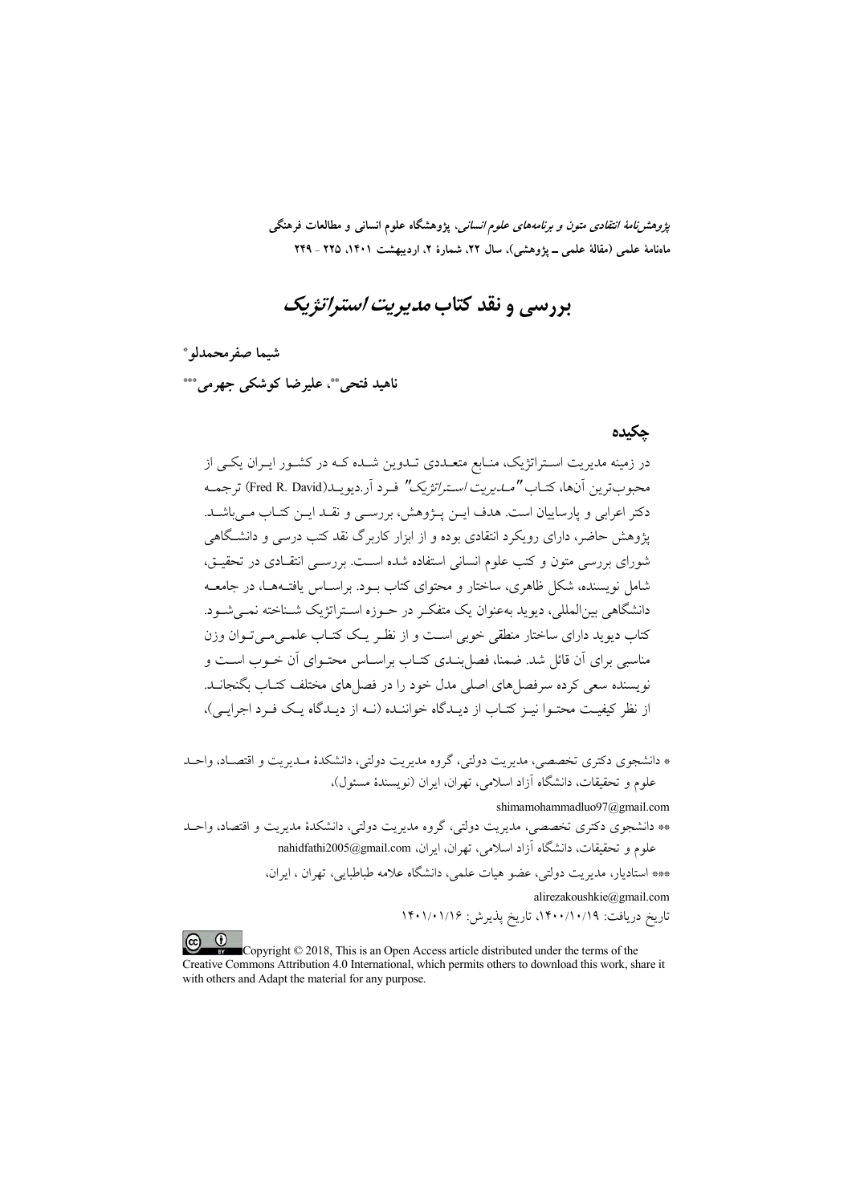# بررسی و نقد کتاب *مدیریت استراتژیک*

**شیما صفرمحمدلو***

**ناهید فتحی**، علیرضا کوشکی جهرمی*****

## چکیده

در زمینه مدیریت استراتژیک، منابع متعددی تدوین شده که در کشور ایران یکی از محبوب‌ترین آن‌ها، کتاب *"مدیریت استراتژیک"* فرد آر.دیوید(Fred R. David) ترجمه دکتر اعرابی و پارساییان است. هدف این پژوهش، بررسی و نقد این کتاب می‌باشد. پژوهش حاضر، دارای رویکرد انتقادی بوده و از ابزار کاربرگ نقد کتب درسی و دانشگاهی شورای بررسی متون و کتب علوم انسانی استفاده شده است. بررسی انتقادی در تحقیق، شامل نویسنده، شکل ظاهری، ساختار و محتوای کتاب بود. براساس یافته‌ها، در جامعه دانشگاهی بین‌المللی، دیوید به‌عنوان یک متفکر در حوزه استراتژیک شناخته نمی‌شود. کتاب دیوید دارای ساختار منطقی خوبی است و از نظر یک کتاب علمی‌می‌توان وزن مناسبی برای آن قائل شد. ضمنا، فصل‌بندی کتاب براساس محتوای آن خوب است و نویسنده سعی کرده سرفصل‌های اصلی مدل خود را در فصل‌های مختلف کتاب بگنجاند. از نظر کیفیت محتوا نیز کتاب از دیدگاه خواننده (نه از دیدگاه یک فرد اجرایی)،

---

* دانشجوی دکتری تخصصی، مدیریت دولتی، گروه مدیریت دولتی، دانشکدهٔ مدیریت و اقتصاد، واحد علوم و تحقیقات، دانشگاه آزاد اسلامی، تهران، ایران (نویسندهٔ مسئول)،

shimamohammadluo97@gmail.com

** دانشجوی دکتری تخصصی، مدیریت دولتی، گروه مدیریت دولتی، دانشکدهٔ مدیریت و اقتصاد، واحد علوم و تحقیقات، دانشگاه آزاد اسلامی، تهران، ایران، nahidfathi2005@gmail.com

*** استادیار، مدیریت دولتی، عضو هیات علمی، دانشگاه علامه طباطبایی، تهران ، ایران،

alirezakoushkie@gmail.com

تاریخ دریافت: ۱۴۰۰/۱۰/۱۹، تاریخ پذیرش: ۱۴۰۱/۰۱/۱۶

Copyright © 2018, This is an Open Access article distributed under the terms of the Creative Commons Attribution 4.0 International, which permits others to download this work, share it with others and Adapt the material for any purpose.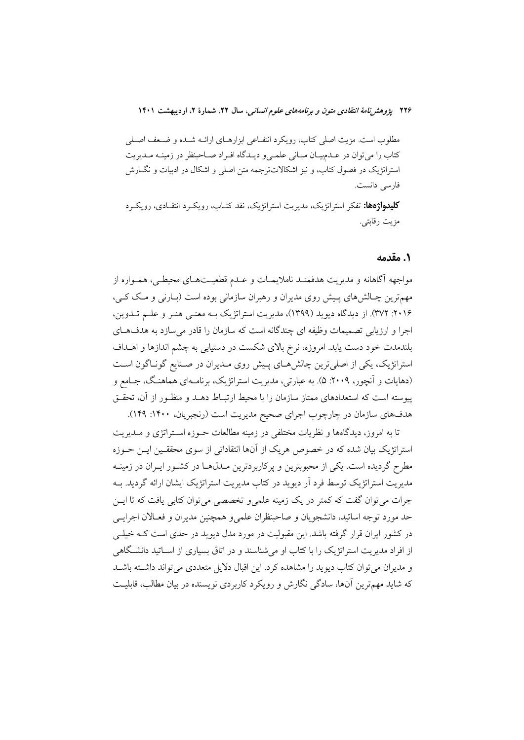مطلوب است. مزیت اصلی کتاب، رویکرد انتفاعی ابزارهای ارائه شده و ضعف اصلی کتاب را می‌توان در عدم‌بیان مبانی علمی‌و دیدگاه افراد صاحبنظر در زمینه مدیریت استراتژیک در فصول کتاب، و نیز اشکالات‌ترجمه متن اصلی و اشکال در ادبیات و نگارش فارسی دانست.

**کلیدواژه‌ها:** تفکر استراتژیک، مدیریت استراتژیک، نقد کتاب، رویکرد انتقادی، رویکرد مزیت رقابتی.

## ۱. مقدمه

مواجهه آگاهانه و مدیریت هدفمند ناملایمات و عدم قطعیت‌های محیطی، همواره از مهم‌ترین چالش‌های پیش روی مدیران و رهبران سازمانی بوده است (بارنی و مک کی، ۲۰۱۶: ۳۷۲). از دیدگاه دیوید (۱۳۹۹)، مدیریت استراتژیک به معنی هنر و علم تدوین، اجرا و ارزیابی تصمیمات وظیفه ای چندگانه است که سازمان را قادر می‌سازد به هدف‌های بلندمدت خود دست یابد. امروزه، نرخ بالای شکست در دستیابی به چشم اندازها و اهداف استراتژیک، یکی از اصلی‌ترین چالش‌های پیش روی مدیران در صنایع گوناگون است (دهایات و آنچور، ۲۰۰۹: ۵). به عبارتی، مدیریت استراتژیک، برنامه‌ای هماهنگ، جامع و پیوسته است که استعدادهای ممتاز سازمان را با محیط ارتباط دهد و منظور از آن، تحقق هدف‌های سازمان در چارچوب اجرای صحیح مدیریت است (رنجبریان، ۱۴۰۰: ۱۴۹).

تا به امروز، دیدگاه‌ها و نظریات مختلفی در زمینه مطالعات حوزه استراتژی و مدیریت استراتژیک بیان شده که در خصوص هریک از آن‌ها انتقاداتی از سوی محققین این حوزه مطرح گردیده است. یکی از محبوبترین و پرکاربردترین مدل‌ها در کشور ایران در زمینه مدیریت استراتژیک توسط فرد آر دیوید در کتاب مدیریت استراتژیک ایشان ارائه گردید. به جرات می‌توان گفت که کمتر در یک زمینه علمی‌و تخصصی می‌توان کتابی یافت که تا این حد مورد توجه اساتید، دانشجویان و صاحبنظران علمی‌و همچنین مدیران و فعالان اجرایی در کشور ایران قرار گرفته باشد. این مقبولیت در مورد مدل دیوید در حدی است که خیلی از افراد مدیریت استراتژیک را با کتاب او می‌شناسند و در اتاق بسیاری از اساتید دانشگاهی و مدیران می‌توان کتاب دیوید را مشاهده کرد. این اقبال دلایل متعددی می‌تواند داشته باشد که شاید مهم‌ترین آن‌ها، سادگی نگارش و رویکرد کاربردی نویسنده در بیان مطالب، قابلیت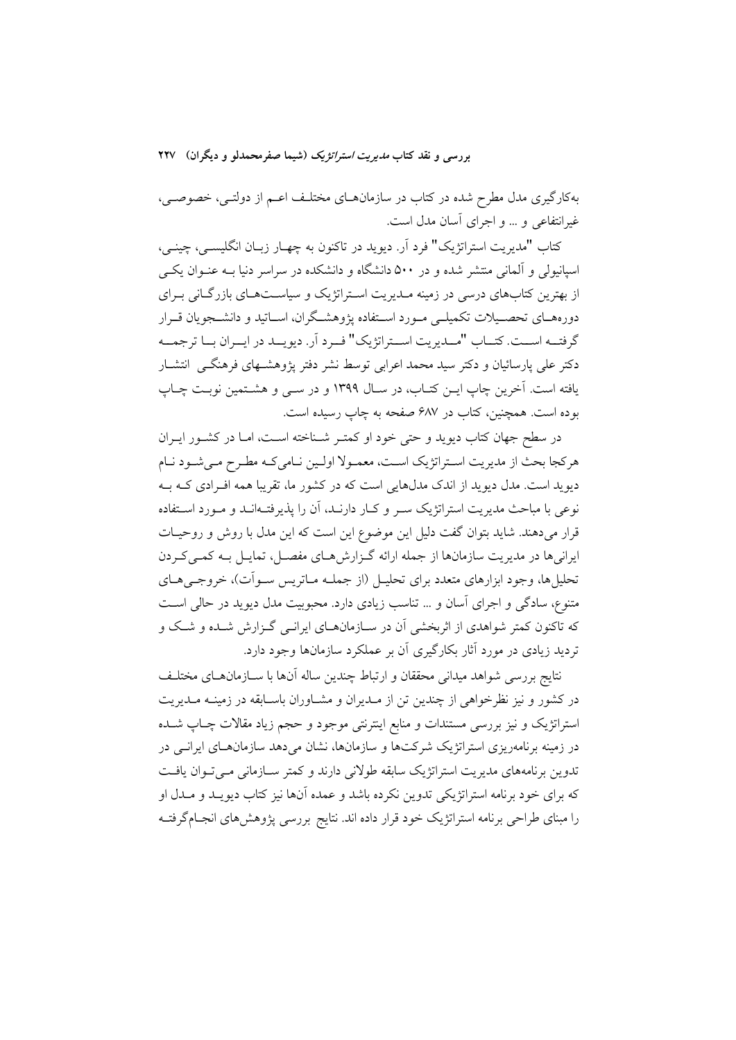به‌کارگیری مدل مطرح شده در کتاب در سازمان‌های مختلف اعم از دولتی، خصوصی، غیرانتفاعی و ... و اجرای آسان مدل است.

کتاب "مدیریت استراتژیک" فرد آر. دیوید در تاکنون به چهار زبان انگلیسی، چینی، اسپانیولی و آلمانی منتشر شده و در ۵۰۰ دانشگاه و دانشکده در سراسر دنیا به عنوان یکی از بهترین کتاب‌های درسی در زمینه مدیریت استراتژیک و سیاست‌های بازرگانی برای دوره‌های تحصیلات تکمیلی مورد استفاده پژوهشگران، اساتید و دانشجویان قرار گرفته است. کتاب "مدیریت استراتژیک" فرد آر. دیوید در ایران با ترجمه دکتر علی پارسائیان و دکتر سید محمد اعرابی توسط نشر دفتر پژوهشهای فرهنگی انتشار یافته است. آخرین چاپ این کتاب، در سال ۱۳۹۹ و در سی و هشتمین نوبت چاپ بوده است. همچنین، کتاب در ۶۸۷ صفحه به چاپ رسیده است.

در سطح جهان کتاب دیوید و حتی خود او کمتر شناخته است، اما در کشور ایران هرکجا بحث از مدیریت استراتژیک است، معمولا اولین نامی‌که مطرح می‌شود نام دیوید است. مدل دیوید از اندک مدل‌هایی است که در کشور ما، تقریبا همه افرادی که به نوعی با مباحث مدیریت استراتژیک سر و کار دارند، آن را پذیرفته‌اند و مورد استفاده قرار می‌دهند. شاید بتوان گفت دلیل این موضوع این است که این مدل با روش و روحیات ایرانی‌ها در مدیریت سازمانها از جمله ارائه گزارش‌های مفصل، تمایل به کمی‌کردن تحلیل‌ها، وجود ابزارهای متعدد برای تحلیل (از جمله ماتریس سوآت)، خروجی‌های متنوع، سادگی و اجرای آسان و ... تناسب زیادی دارد. محبوبیت مدل دیوید در حالی است که تاکنون کمتر شواهدی از اثربخشی آن در سازمان‌های ایرانی گزارش شده و شک و تردید زیادی در مورد آثار بکارگیری آن بر عملکرد سازمانها وجود دارد.

نتایج بررسی شواهد میدانی محققان و ارتباط چندین ساله آنها با سازمان‌های مختلف در کشور و نیز نظرخواهی از چندین تن از مدیران و مشاوران باسابقه در زمینه مدیریت استراتژیک و نیز بررسی مستندات و منابع اینترنتی موجود و حجم زیاد مقالات چاپ شده در زمینه برنامه‌ریزی استراتژیک شرکت‌ها و سازمانها، نشان می‌دهد سازمان‌های ایرانی در تدوین برنامه‌های مدیریت استراتژیک سابقه طولانی دارند و کمتر سازمانی می‌توان یافت که برای خود برنامه استراتژیکی تدوین نکرده باشد و عمده آنها نیز کتاب دیوید و مدل او را مبنای طراحی برنامه استراتژیک خود قرار داده اند. نتایج بررسی پژوهش‌های انجام‌گرفته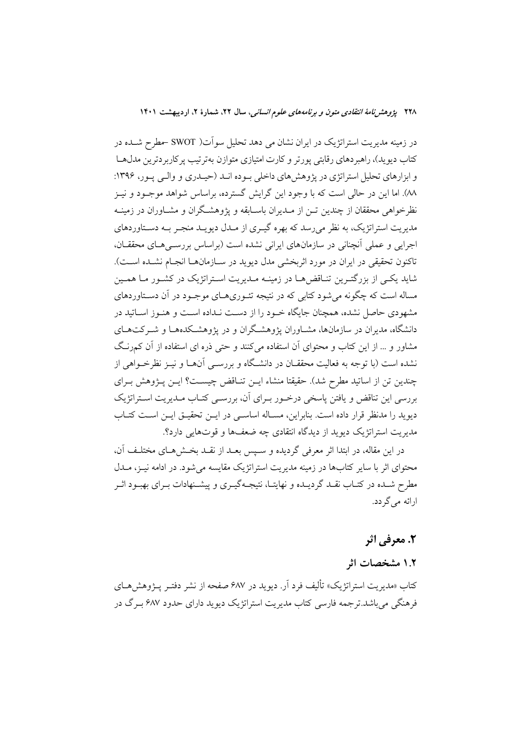در زمینه مدیریت استراتژیک در ایران نشان می دهد تحلیل سوآت( SWOT -مطرح شـده در کتاب دیوید)، راهبردهای رقابتی پورتر و کارت امتیازی متوازن به‌ترتیب پرکاربردترین مدل‌هـا و ابزارهای تحلیل استراتژی در پژوهش‌های داخلی بـوده انـد (حیـدری و والـی پـور، ۱۳۹۶: ۸۸). اما این در حالی است که با وجود این گرایش گسترده، براساس شواهد موجـود و نیـز نظرخواهی محققان از چندین تـن از مـدیران باسـابقه و پژوهشـگران و مشـاوران در زمینـه مدیریت استراتژیک، به نظر می‌رسد که بهره گیـری از مـدل دیویـد منجـر بـه دسـتاوردهای اجرایی و عملی آنچنانی در سازمان‌های ایرانی نشده است (براساس بررسـی‌هـای محققـان، تاکنون تحقیقی در ایران در مورد اثربخشی مدل دیوید در سـازمان‌هـا انجـام نشـده اسـت). شاید یکـی از بزرگتـرین تنـاقض‌هـا در زمینـه مـدیریت اسـتراتژیک در کشـور مـا همـین مساله است که چگونه می‌شود کتابی که در نتیجه تئـوری‌هـای موجـود در آن دسـتاوردهای مشهودی حاصل نشده، همچنان جایگاه خـود را از دسـت نـداده اسـت و هنـوز اسـاتید در دانشگاه، مدیران در سازمان‌ها، مشـاوران پژوهشـگران و در پژوهشـکده‌هـا و شـرکت‌هـای مشاور و ... از این کتاب و محتوای آن استفاده می‌کنند و حتی ذره ای استفاده از آن کم‌رنـگ نشده است (با توجه به فعالیت محققـان در دانشـگاه و بررسـی آن‌هـا و نیـز نظرخـواهی از چندین تن از اساتید مطرح شد). حقیقتا منشاء ایـن تنـاقض چیسـت؟ ایـن پـژوهش بـرای بررسی این تناقض و یافتن پاسخی درخـور بـرای آن، بررسـی کتـاب مـدیریت اسـتراتژیک دیوید را مدنظر قرار داده است. بنابراین، مسـاله اساسـی در ایـن تحقیـق ایـن اسـت کتـاب مدیریت استراتژیک دیوید از دیدگاه انتقادی چه ضعف‌ها و قوت‌هایی دارد؟.

در این مقاله، در ابتدا اثر معرفی گردیده و سـپس بعـد از نقـد بخـش‌هـای مختلـف آن، محتوای اثر با سایر کتاب‌ها در زمینه مدیریت استراتژیک مقایسه می‌شود. در ادامه نیـز، مـدل مطرح شـده در کتـاب نقـد گردیـده و نهایتـا، نتیجـه‌گیـری و پیشـنهادات بـرای بهبـود اثـر ارائه می‌گردد.

## ۲. معرفی اثر

### ۱.۲ مشخصات اثر

کتاب «مدیریت استراتژیک» تألیف فرد آر. دیوید در ۶۸۷ صفحه از نشر دفتـر پـژوهش‌هـای فرهنگی می‌باشد.ترجمه فارسی کتاب مدیریت استراتژیک دیوید دارای حدود ۶۸۷ بـرگ در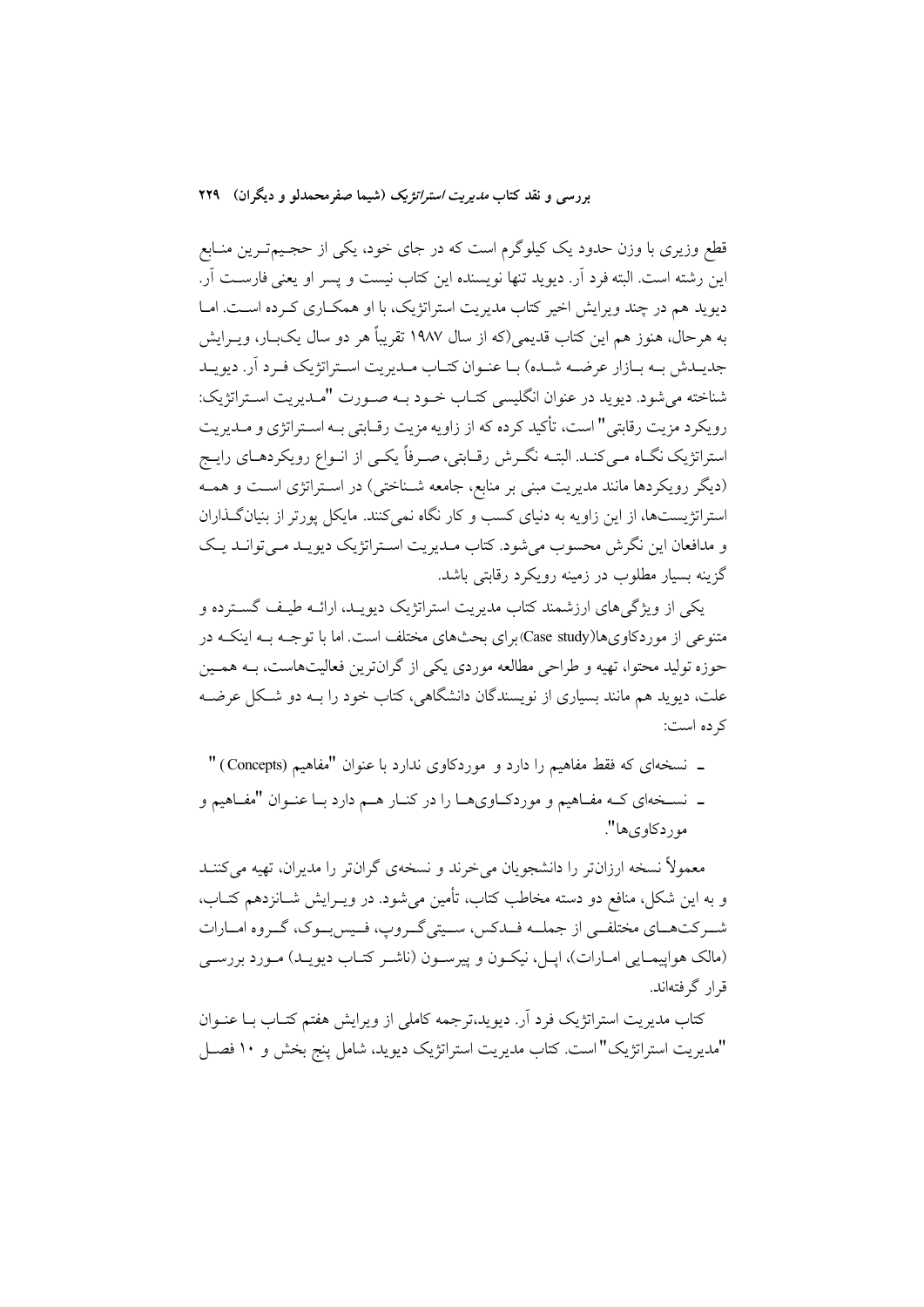قطع وزیری با وزن حدود یک کیلوگرم است که در جای خود، یکی از حجیم‌ترین منابع این رشته است. البته فرد آر. دیوید تنها نویسنده این کتاب نیست و پسر او یعنی فارست آر. دیوید هم در چند ویرایش اخیر کتاب مدیریت استراتژیک، با او همکاری کرده است. اما به هرحال، هنوز هم این کتاب قدیمی(که از سال ۱۹۸۷ تقریباً هر دو سال یک‌بار، ویرایش جدیدش به بازار عرضه شده) با عنوان کتاب مدیریت استراتژیک فرد آر. دیوید شناخته می‌شود. دیوید در عنوان انگلیسی کتاب خود به صورت "مدیریت استراتژیک: رویکرد مزیت رقابتی" است، تأکید کرده که از زاویه مزیت رقابتی به استراتژی و مدیریت استراتژیک نگاه می‌کند. البته نگرش رقابتی، صرفاً یکی از انواع رویکردهای رایج (دیگر رویکردها مانند مدیریت مبنی بر منابع، جامعه شناختی) در استراتژی است و همه استراتژیست‌ها، از این زاویه به دنیای کسب و کار نگاه نمی‌کنند. مایکل پورتر از بنیان‌گذاران و مدافعان این نگرش محسوب می‌شود. کتاب مدیریت استراتژیک دیوید می‌تواند یک گزینه بسیار مطلوب در زمینه رویکرد رقابتی باشد.

یکی از ویژگی‌های ارزشمند کتاب مدیریت استراتژیک دیوید، ارائه طیف گسترده و متنوعی از موردکاوی‌ها(Case study)برای بحث‌های مختلف است. اما با توجه به اینکه در حوزه تولید محتوا، تهیه و طراحی مطالعه موردی یکی از گران‌ترین فعالیت‌هاست، به همین علت، دیوید هم مانند بسیاری از نویسندگان دانشگاهی، کتاب خود را به دو شکل عرضه کرده است:

- نسخه‌ای که فقط مفاهیم را دارد و موردکاوی ندارد با عنوان "مفاهیم (Concepts) "
- نسخه‌ای که مفاهیم و موردکاوی‌ها را در کنار هم دارد با عنوان "مفاهیم و موردکاوی‌ها".

معمولاً نسخه ارزان‌تر را دانشجویان می‌خرند و نسخه‌ی گران‌تر را مدیران، تهیه می‌کنند و به این شکل، منافع دو دسته مخاطب کتاب، تأمین می‌شود. در ویرایش شانزدهم کتاب، شرکت‌های مختلفی از جمله فدکس، سیتی‌گروپ، فیس‌بوک، گروه امارات (مالک هواپیمایی امارات)، اپل، نیکون و پیرسون (ناشر کتاب دیوید) مورد بررسی قرار گرفته‌اند.

کتاب مدیریت استراتژیک فرد آر. دیوید،ترجمه کاملی از ویرایش هفتم کتاب با عنوان "مدیریت استراتژیک" است. کتاب مدیریت استراتژیک دیوید، شامل پنج بخش و ۱۰ فصل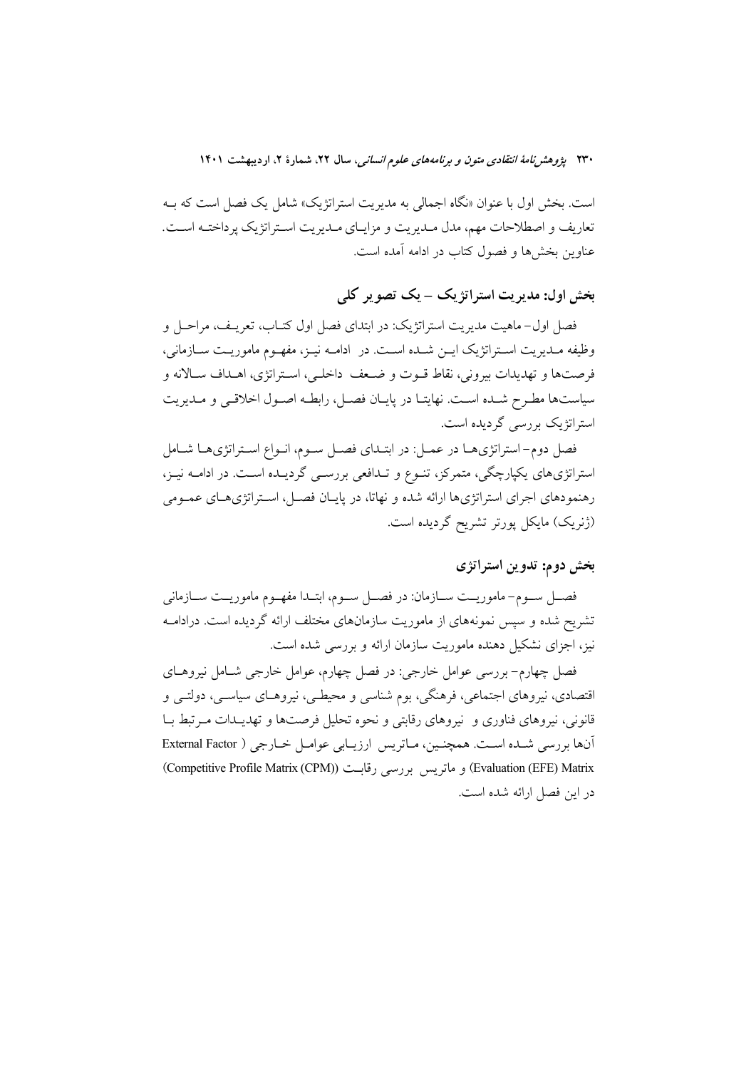است. بخش اول با عنوان «نگاه اجمالی به مدیریت استراتژیک» شامل یک فصل است که بـه تعاریف و اصطلاحات مهم، مدل مـدیریت و مزایـای مـدیریت اسـتراتژیک پرداختـه اسـت. عناوین بخش‌ها و فصول کتاب در ادامه آمده است.

## بخش اول: مدیریت استراتژیک – یک تصویر کلی

فصل اول– ماهیت مدیریت استراتژیک: در ابتدای فصل اول کتـاب، تعریـف، مراحـل و وظیفه مـدیریت اسـتراتژیک ایـن شـده اسـت. در ادامـه نیـز، مفهـوم ماموریـت سـازمانی، فرصت‌ها و تهدیدات بیرونی، نقاط قـوت و ضـعف داخلـی، اسـتراتژی، اهـداف سـالانه و سیاست‌ها مطـرح شـده اسـت. نهایتـا در پایـان فصـل، رابطـه اصـول اخلاقـی و مـدیریت استراتژیک بررسی گردیده است.

فصل دوم– استراتژی‌هـا در عمـل: در ابتـدای فصـل سـوم، انـواع اسـتراتژی‌هـا شـامل استراتژی‌های یکپارچگی، متمرکز، تنـوع و تـدافعی بررسـی گردیـده اسـت. در ادامـه نیـز، رهنمودهای اجرای استراتژی‌ها ارائه شده و نهاتا، در پایـان فصـل، اسـتراتژی‌هـای عمـومی (ژنریک) مایکل پورتر تشریح گردیده است.

## بخش دوم: تدوین استراتژی

فصـل سـوم– ماموریـت سـازمان: در فصـل سـوم، ابتـدا مفهـوم ماموریـت سـازمانی تشریح شده و سپس نمونه‌های از ماموریت سازمان‌های مختلف ارائه گردیده است. درادامـه نیز، اجزای تشکیل دهنده ماموریت سازمان ارائه و بررسی شده است.

فصل چهارم– بررسی عوامل خارجی: در فصل چهارم، عوامل خارجی شـامل نیروهـای اقتصادی، نیروهای اجتماعی، فرهنگی، بوم شناسی و محیطـی، نیروهـای سیاسـی، دولتـی و قانونی، نیروهای فناوری و نیروهای رقابتی و نحوه تحلیل فرصت‌ها و تهدیـدات مـرتبط بـا آن‌ها بررسی شـده اسـت. همچنـین، مـاتریس ارزیـابی عوامـل خـارجی ( External Factor Evaluation (EFE) Matrix) و ماتریس بررسی رقابـت ((Competitive Profile Matrix (CPM)) در این فصل ارائه شده است.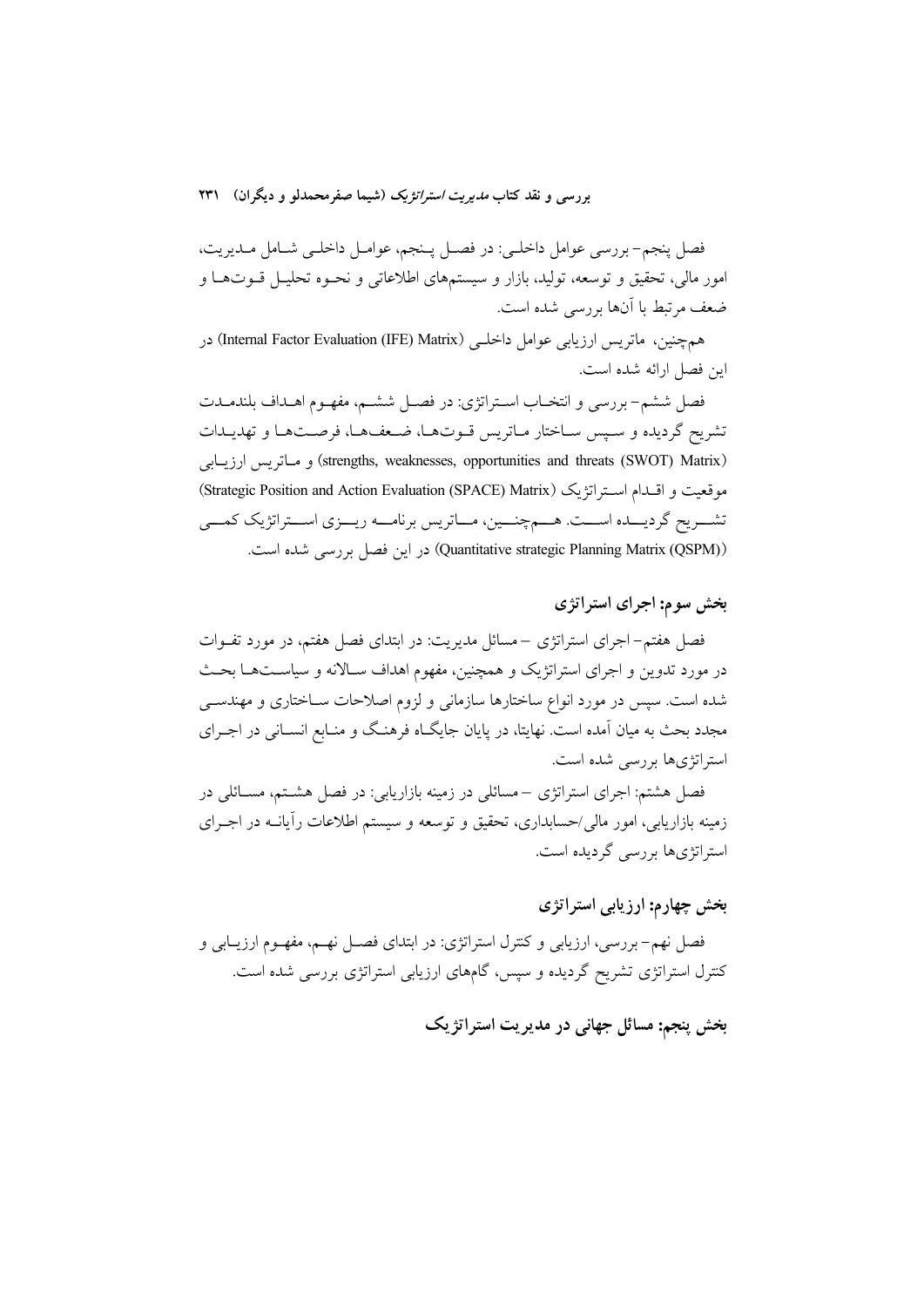فصل پنجم- بررسی عوامل داخلی: در فصل پنجم، عوامل داخلی شامل مدیریت، امور مالی، تحقیق و توسعه، تولید، بازار و سیستم‌های اطلاعاتی و نحوه تحلیل قوت‌ها و ضعف مرتبط با آن‌ها بررسی شده است.

همچنین، ماتریس ارزیابی عوامل داخلی (Internal Factor Evaluation (IFE) Matrix) در این فصل ارائه شده است.

فصل ششم- بررسی و انتخاب استراتژی: در فصل ششم، مفهوم اهداف بلندمدت تشریح گردیده و سپس ساختار ماتریس قوت‌ها، ضعف‌ها، فرصت‌ها و تهدیدات (strengths, weaknesses, opportunities and threats (SWOT) Matrix) و ماتریس ارزیابی موقعیت و اقدام استراتژیک (Strategic Position and Action Evaluation (SPACE) Matrix) تشریح گردیده است. همچنین، ماتریس برنامه ریزی استراتژیک کمی (Quantitative strategic Planning Matrix (QSPM)) در این فصل بررسی شده است.

## بخش سوم: اجرای استراتژی

فصل هفتم- اجرای استراتژی – مسائل مدیریت: در ابتدای فصل هفتم، در مورد تفاوت در مورد تدوین و اجرای استراتژیک و همچنین، مفهوم اهداف سالانه و سیاست‌ها بحث شده است. سپس در مورد انواع ساختارها سازمانی و لزوم اصلاحات ساختاری و مهندسی مجدد بحث به میان آمده است. نهایتا، در پایان جایگاه فرهنگ و منابع انسانی در اجرای استراتژی‌ها بررسی شده است.

فصل هشتم: اجرای استراتژی – مسائلی در زمینه بازاریابی: در فصل هشتم، مسائلی در زمینه بازاریابی، امور مالی/حسابداری، تحقیق و توسعه و سیستم اطلاعات رآیانه در اجرای استراتژی‌ها بررسی گردیده است.

## بخش چهارم: ارزیابی استراتژی

فصل نهم- بررسی، ارزیابی و کنترل استراتژی: در ابتدای فصل نهم، مفهوم ارزیابی و کنترل استراتژی تشریح گردیده و سپس، گام‌های ارزیابی استراتژی بررسی شده است.

## بخش پنجم: مسائل جهانی در مدیریت استراتژیک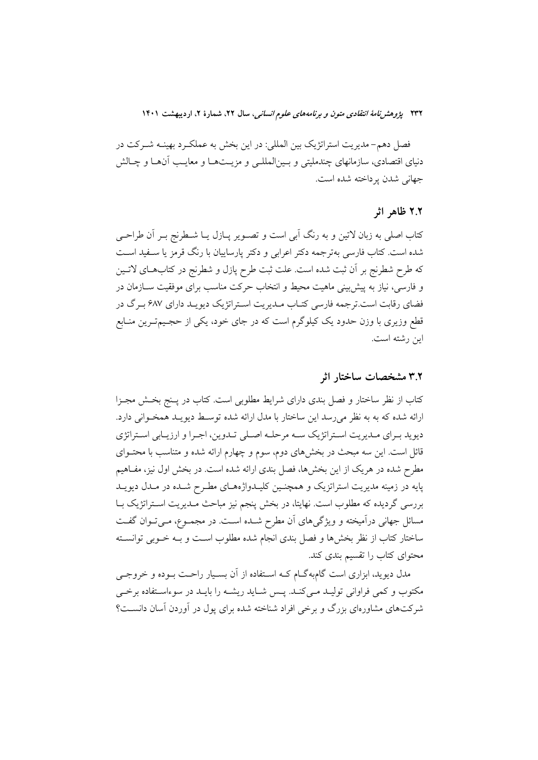فصل دهم– مدیریت استراتژیک بین المللی: در این بخش به عملکرد بهینه شرکت در دنیای اقتصادی، سازمانهای چندملیتی و بین‌المللی و مزیت‌ها و معایب آن‌ها و چالش جهانی شدن پرداخته شده است.

## ۲.۲ ظاهر اثر

کتاب اصلی به زبان لاتین و به رنگ آبی است و تصویر پازل یا شطرنج بر آن طراحی شده است. کتاب فارسی به‌ترجمه دکتر اعرابی و دکتر پارساییان با رنگ قرمز یا سفید است که طرح شطرنج بر آن ثبت شده است. علت ثبت طرح پازل و شطرنج در کتاب‌های لاتین و فارسی، نیاز به پیش‌بینی ماهیت محیط و انتخاب حرکت مناسب برای موفقیت سازمان در فضای رقابت است.ترجمه فارسی کتاب مدیریت استراتژیک دیوید دارای ۶۸۷ برگ در قطع وزیری با وزن حدود یک کیلوگرم است که در جای خود، یکی از حجیم‌ترین منابع این رشته است.

## ۳.۲ مشخصات ساختار اثر

کتاب از نظر ساختار و فصل بندی دارای شرایط مطلوبی است. کتاب در پنج بخش مجزا ارائه شده که به به نظر می‌رسد این ساختار با مدل ارائه شده توسط دیوید همخوانی دارد. دیوید برای مدیریت استراتژیک سه مرحله اصلی تدوین، اجرا و ارزیابی استراتژی قائل است. این سه مبحث در بخش‌های دوم، سوم و چهارم ارائه شده و متناسب با محتوای مطرح شده در هریک از این بخش‌ها، فصل بندی ارائه شده است. در بخش اول نیز، مفاهیم پایه در زمینه مدیریت استراتژیک و همچنین کلیدواژه‌های مطرح شده در مدل دیوید بررسی گردیده که مطلوب است. نهایتا، در بخش پنجم نیز مباحث مدیریت استراتژیک با مسائل جهانی درآمیخته و ویژگی‌های آن مطرح شده است. در مجموع، می‌توان گفت ساختار کتاب از نظر بخش‌ها و فصل بندی انجام شده مطلوب است و به خوبی توانسته محتوای کتاب را تقسیم بندی کند.

مدل دیوید، ابزاری است گام‌به‌گام که استفاده از آن بسیار راحت بوده و خروجی مکتوب و کمی فراوانی تولید می‌کند. پس شاید ریشه را باید در سوءاستفاده برخی شرکت‌های مشاوره‌ای بزرگ و برخی افراد شناخته شده برای پول در آوردن آسان دانست؟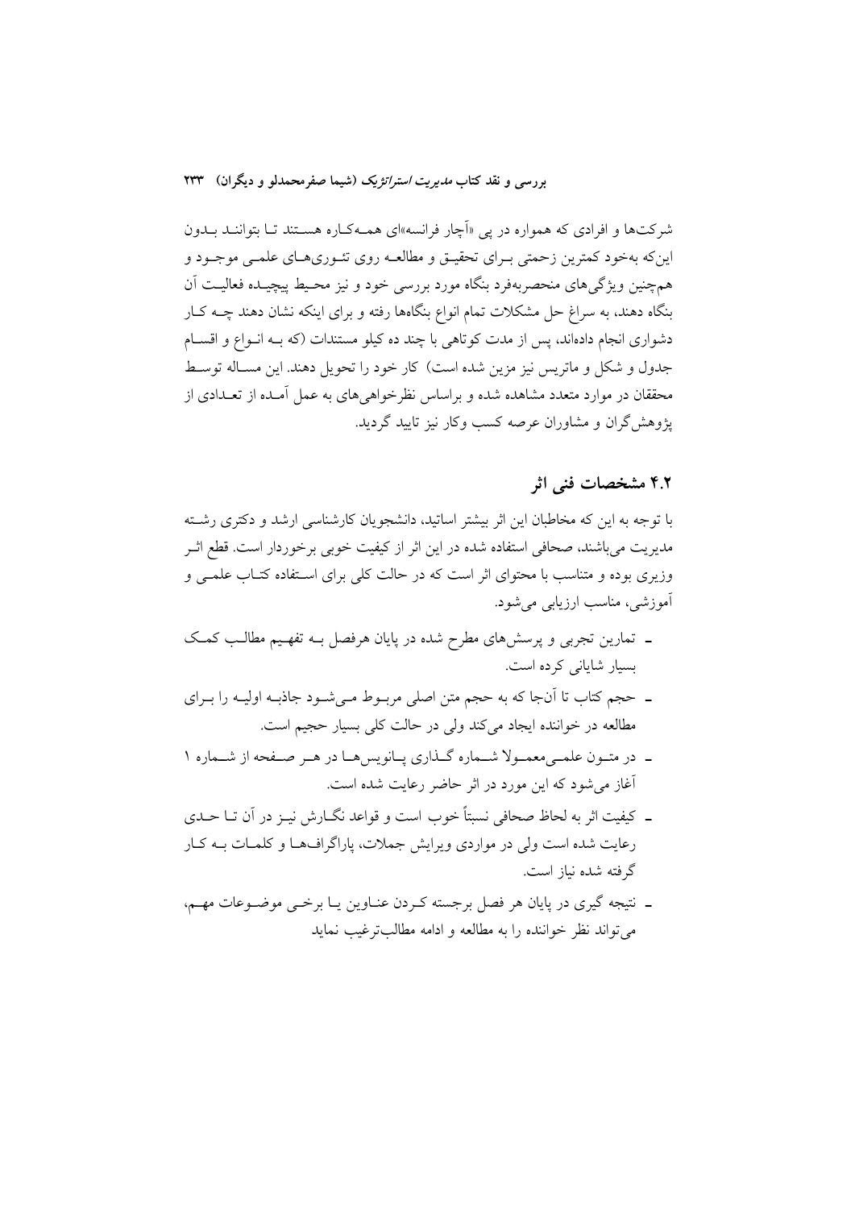شرکت‌ها و افرادی که همواره در پی «آچار فرانسه»ای همه‌کاره هستند تا بتوانند بدون این‌که به‌خود کمترین زحمتی برای تحقیق و مطالعه روی تئوری‌های علمی موجود و همچنین ویژگی‌های منحصربه‌فرد بنگاه مورد بررسی خود و نیز محیط پیچیده فعالیت آن بنگاه دهند، به سراغ حل مشکلات تمام انواع بنگاه‌ها رفته و برای اینکه نشان دهند چه کار دشواری انجام داده‌اند، پس از مدت کوتاهی با چند ده کیلو مستندات (که به انواع و اقسام جدول و شکل و ماتریس نیز مزین شده است) کار خود را تحویل دهند. این مساله توسط محققان در موارد متعدد مشاهده شده و براساس نظرخواهی‌های به عمل آمده از تعدادی از پژوهش‌گران و مشاوران عرصه کسب وکار نیز تایید گردید.

## ۴.۲ مشخصات فنی اثر

با توجه به این که مخاطبان این اثر بیشتر اساتید، دانشجویان کارشناسی ارشد و دکتری رشته مدیریت می‌باشند، صحافی استفاده شده در این اثر از کیفیت خوبی برخوردار است. قطع اثر وزیری بوده و متناسب با محتوای اثر است که در حالت کلی برای استفاده کتاب علمی و آموزشی، مناسب ارزیابی می‌شود.

- تمارین تجربی و پرسش‌های مطرح شده در پایان هرفصل به تفهیم مطالب کمک بسیار شایانی کرده است.
- حجم کتاب تا آن‌جا که به حجم متن اصلی مربوط می‌شود جاذبه اولیه را برای مطالعه در خواننده ایجاد می‌کند ولی در حالت کلی بسیار حجیم است.
- در متون علمی‌معمولا شماره گذاری پانویس‌ها در هر صفحه از شماره ۱ آغاز می‌شود که این مورد در اثر حاضر رعایت شده است.
- کیفیت اثر به لحاظ صحافی نسبتاً خوب است و قواعد نگارش نیز در آن تا حدی رعایت شده است ولی در مواردی ویرایش جملات، پاراگراف‌ها و کلمات به کار گرفته شده نیاز است.
- نتیجه گیری در پایان هر فصل برجسته کردن عناوین یا برخی موضوعات مهم، می‌تواند نظر خواننده را به مطالعه و ادامه مطالب‌ترغیب نماید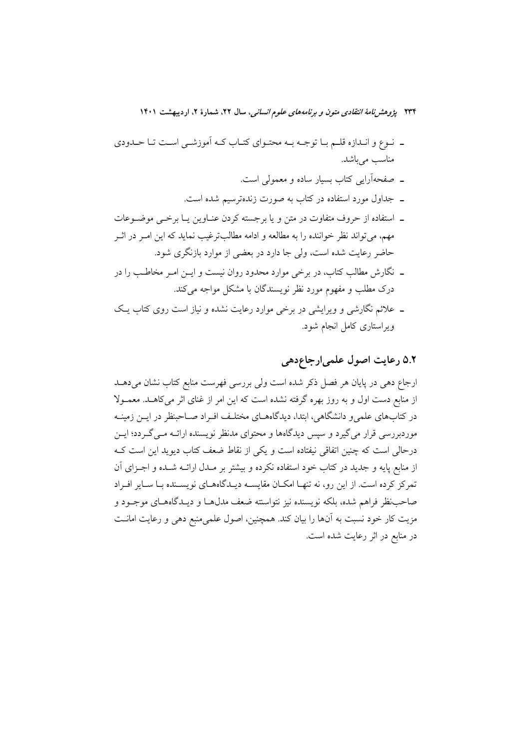- نوع و اندازه قلم با توجه به محتوای کتاب که آموزشی است تا حدودی مناسب می‌باشد.
- صفحه‌آرایی کتاب بسیار ساده و معمولی است.
- جداول مورد استفاده در کتاب به صورت زنده‌ترسیم شده است.
- استفاده از حروف متفاوت در متن و یا برجسته کردن عناوین یا برخی موضوعات مهم، می‌تواند نظر خواننده را به مطالعه و ادامه مطالب‌ترغیب نماید که این امر در اثر حاضر رعایت شده است، ولی جا دارد در بعضی از موارد بازنگری شود.
- نگارش مطالب کتاب، در برخی موارد محدود روان نیست و این امر مخاطب را در درک مطلب و مفهوم مورد نظر نویسندگان با مشکل مواجه می‌کند.
- علائم نگارشی و ویرایشی در برخی موارد رعایت نشده و نیاز است روی کتاب یک ویراستاری کامل انجام شود.

## ۵.۲ رعایت اصول علمی‌ارجاع‌دهی

ارجاع دهی در پایان هر فصل ذکر شده است ولی بررسی فهرست منابع کتاب نشان می‌دهد از منابع دست اول و به روز بهره گرفته نشده است که این امر از غنای اثر می‌کاهد. معمولا در کتاب‌های علمی‌و دانشگاهی، ابتدا، دیدگاه‌های مختلف افراد صاحبنظر در این زمینه موردبررسی قرار می‌گیرد و سپس دیدگاه‌ها و محتوای مدنظر نویسنده ارائه می‌گردد؛ این درحالی است که چنین اتفاقی نیفتاده است و یکی از نقاط ضعف کتاب دیوید این است که از منابع پایه و جدید در کتاب خود استفاده نکرده و بیشتر بر مدل ارائه شده و اجزای آن تمرکز کرده است. از این رو، نه تنها امکان مقایسه دیدگاه‌های نویسنده با سایر افراد صاحب‌نظر فراهم شده، بلکه نویسنده نیز نتوانسته ضعف مدل‌ها و دیدگاه‌های موجود و مزیت کار خود نسبت به آن‌ها را بیان کند. همچنین، اصول علمی‌منبع دهی و رعایت امانت در منابع در اثر رعایت شده است.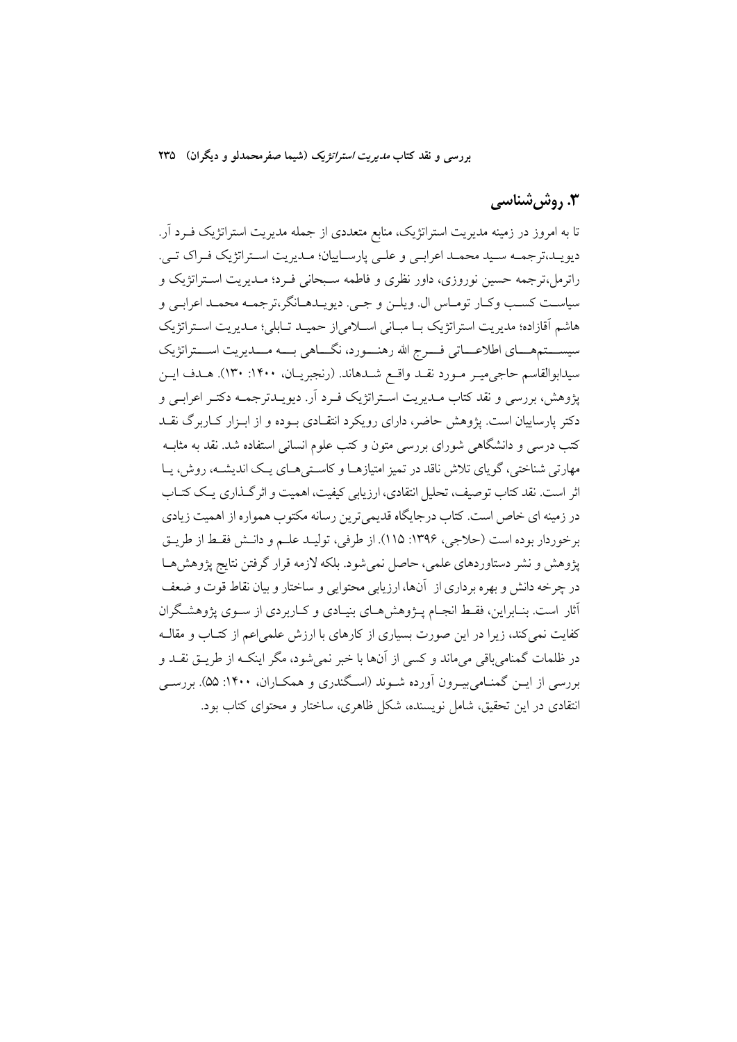## ۳. روش‌شناسی

تا به امروز در زمینه مدیریت استراتژیک، منابع متعددی از جمله مدیریت استراتژیک فـرد آر. دیوید،ترجمه سید محمد اعرابی و علی پارساییان؛ مدیریت استراتژیک فراک تی. راترمل،ترجمه حسین نوروزی، داور نظری و فاطمه سبحانی فرد؛ مدیریت استراتژیک و سیاست کسب وکار توماس ال. ویلن و جی. دیویدهانگر،ترجمه محمد اعرابی و هاشم آقازاده؛ مدیریت استراتژیک با مبانی اسلامی‌از حمید تابلی؛ مدیریت استراتژیک سیستم‌های اطلاعاتی فرج الله رهنورد، نگاهی به مدیریت استراتژیک سیدابوالقاسم حاجی‌میر مورد نقد واقع شده‌اند. (رنجبریان، ۱۴۰۰: ۱۳۰). هدف این پژوهش، بررسی و نقد کتاب مدیریت استراتژیک فرد آر. دیویدترجمه دکتر اعرابی و دکتر پارساییان است. پژوهش حاضر، دارای رویکرد انتقادی بوده و از ابزار کاربرگ نقد کتب درسی و دانشگاهی شورای بررسی متون و کتب علوم انسانی استفاده شد. نقد به مثابه مهارتی شناختی، گویای تلاش ناقد در تمیز امتیازها و کاستی‌های یک اندیشه، روش، یا اثر است. نقد کتاب توصیف، تحلیل انتقادی، ارزیابی کیفیت، اهمیت و اثرگذاری یک کتاب در زمینه ای خاص است. کتاب درجایگاه قدیمی‌ترین رسانه مکتوب همواره از اهمیت زیادی برخوردار بوده است (حلاجی، ۱۳۹۶: ۱۱۵). از طرفی، تولید علم و دانش فقط از طریق پژوهش و نشر دستاوردهای علمی، حاصل نمی‌شود. بلکه لازمه قرار گرفتن نتایج پژوهش‌ها در چرخه دانش و بهره برداری از آن‌ها، ارزیابی محتوایی و ساختار و بیان نقاط قوت و ضعف آثار است. بنابراین، فقط انجام پژوهش‌های بنیادی و کاربردی از سوی پژوهشگران کفایت نمی‌کند، زیرا در این صورت بسیاری از کارهای با ارزش علمی‌اعم از کتاب و مقاله در ظلمات گمنامی‌باقی می‌ماند و کسی از آن‌ها با خبر نمی‌شود، مگر اینکه از طریق نقد و بررسی از این گمنامی‌بیرون آورده شوند (اسگندری و همکاران، ۱۴۰۰: ۵۵). بررسی انتقادی در این تحقیق، شامل نویسنده، شکل ظاهری، ساختار و محتوای کتاب بود.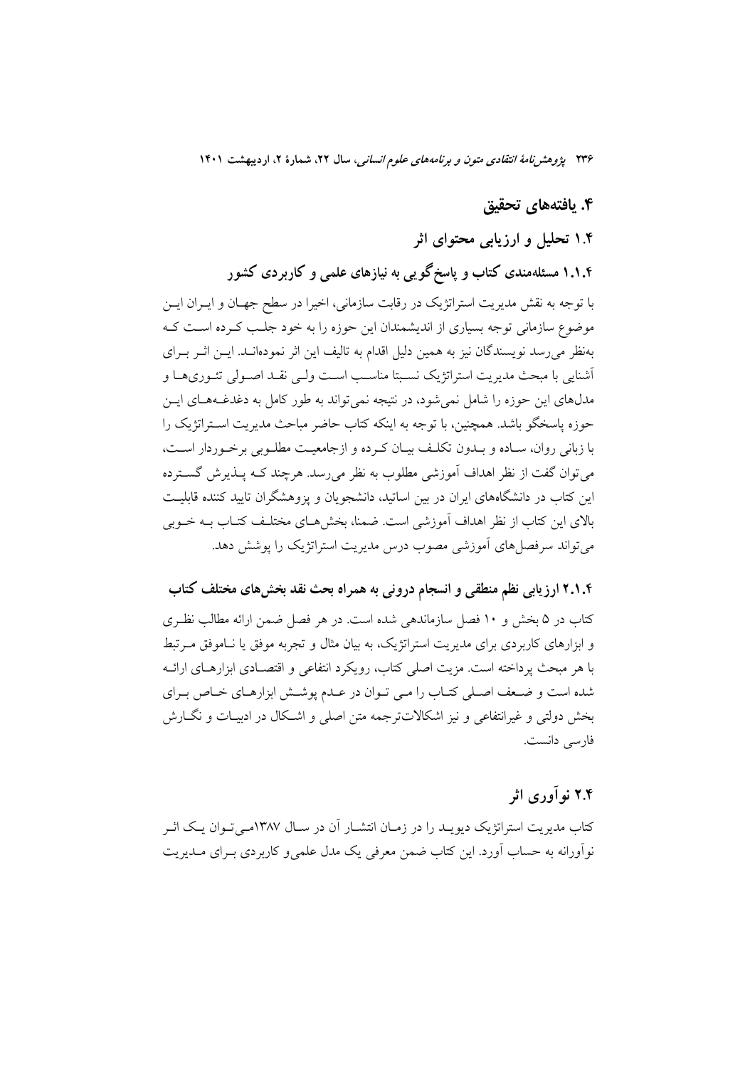## ۴. یافته‌های تحقیق

### ۱.۴ تحلیل و ارزیابی محتوای اثر

#### ۱.۱.۴ مسئله‌مندی کتاب و پاسخ‌گویی به نیازهای علمی و کاربردی کشور

با توجه به نقش مدیریت استراتژیک در رقابت سازمانی، اخیرا در سطح جهان و ایران این موضوع توجه بسیاری از اندیشمندان این حوزه را به خود جلب کرده است که به‌نظر می‌رسد نویسندگان نیز به همین دلیل اقدام به تالیف این اثر نموده‌اند. این اثر برای آشنایی با مبحث مدیریت استراتژیک نسبتا مناسب است ولی نقد اصولی تئوری‌ها و مدل‌های این حوزه را شامل نمی‌شود، در نتیجه نمی‌تواند به طور کامل به دغدغه‌های این حوزه پاسخگو باشد. همچنین، با توجه به اینکه کتاب حاضر مباحث مدیریت استراتژیک را با زبانی روان، ساده و بدون تکلف بیان کرده و ازجامعیت مطلوبی برخوردار است، می‌توان گفت از نظر اهداف آموزشی مطلوب به نظر می‌رسد. هرچند که پذیرش گسترده این کتاب در دانشگاه‌های ایران در بین اساتید، دانشجویان و پژوهشگران تایید کننده قابلیت بالای این کتاب از نظر اهداف آموزشی است. ضمنا، بخش‌های مختلف کتاب به خوبی می‌تواند سرفصل‌های آموزشی مصوب درس مدیریت استراتژیک را پوشش دهد.

#### ۲.۱.۴ ارزیابی نظم منطقی و انسجام درونی به همراه بحث نقد بخش‌های مختلف کتاب

کتاب در ۵ بخش و ۱۰ فصل سازماندهی شده است. در هر فصل ضمن ارائه مطالب نظری و ابزارهای کاربردی برای مدیریت استراتژیک، به بیان مثال و تجربه موفق یا ناموفق مرتبط با هر مبحث پرداخته است. مزیت اصلی کتاب، رویکرد انتفاعی و اقتصادی ابزارهای ارائه شده است و ضعف اصلی کتاب را می‌توان در عدم پوشش ابزارهای خاص برای بخش دولتی و غیرانتفاعی و نیز اشکالات‌ترجمه متن اصلی و اشکال در ادبیات و نگارش فارسی دانست.

### ۲.۴ نوآوری اثر

کتاب مدیریت استراتژیک دیوید را در زمان انتشار آن در سال ۱۳۸۷می‌توان یک اثر نوآورانه به حساب آورد. این کتاب ضمن معرفی یک مدل علمی‌و کاربردی برای مدیریت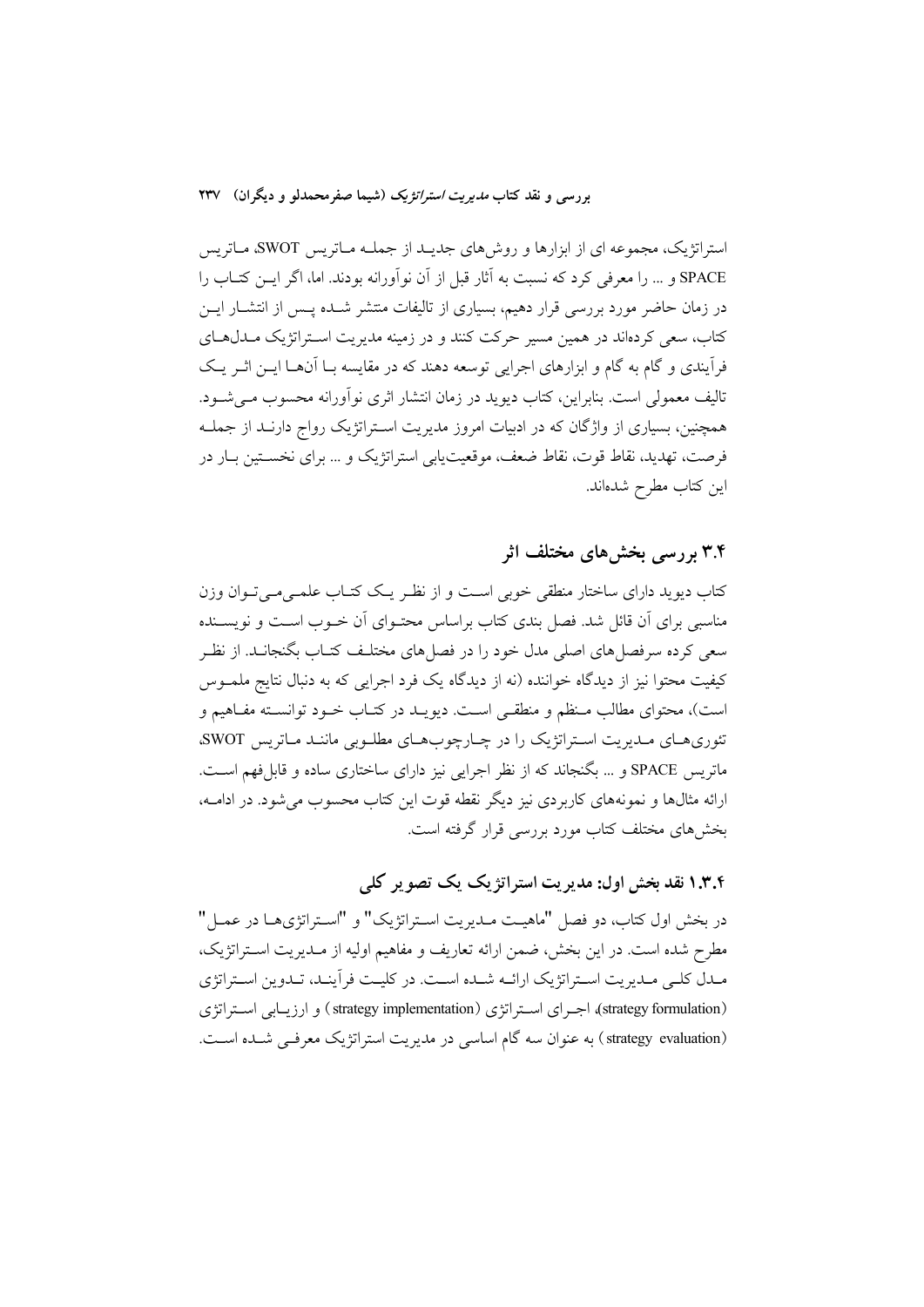استراتژیک، مجموعه ای از ابزارها و روش‌های جدید از جمله ماتریس SWOT، ماتریس SPACE و ... را معرفی کرد که نسبت به آثار قبل از آن نوآورانه بودند. اما، اگر این کتاب را در زمان حاضر مورد بررسی قرار دهیم، بسیاری از تالیفات منتشر شده پس از انتشار این کتاب، سعی کرده‌اند در همین مسیر حرکت کنند و در زمینه مدیریت استراتژیک مدل‌های فرآیندی و گام به گام و ابزارهای اجرایی توسعه دهند که در مقایسه با آن‌ها این اثر یک تالیف معمولی است. بنابراین، کتاب دیوید در زمان انتشار اثری نوآورانه محسوب می‌شود. همچنین، بسیاری از واژگان که در ادبیات امروز مدیریت استراتژیک رواج دارند از جمله فرصت، تهدید، نقاط قوت، نقاط ضعف، موقعیت‌یابی استراتژیک و ... برای نخستین بار در این کتاب مطرح شده‌اند.

## ۳.۴ بررسی بخش‌های مختلف اثر

کتاب دیوید دارای ساختار منطقی خوبی است و از نظر یک کتاب علمی می‌توان وزن مناسبی برای آن قائل شد. فصل بندی کتاب براساس محتوای آن خوب است و نویسنده سعی کرده سرفصل‌های اصلی مدل خود را در فصل‌های مختلف کتاب بگنجاند. از نظر کیفیت محتوا نیز از دیدگاه خواننده (نه از دیدگاه یک فرد اجرایی که به دنبال نتایج ملموس است)، محتوای مطالب منظم و منطقی است. دیوید در کتاب خود توانسته مفاهیم و تئوری‌های مدیریت استراتژیک را در چارچوب‌های مطلوبی مانند ماتریس SWOT، ماتریس SPACE و ... بگنجاند که از نظر اجرایی نیز دارای ساختاری ساده و قابل‌فهم است. ارائه مثال‌ها و نمونه‌های کاربردی نیز دیگر نقطه قوت این کتاب محسوب می‌شود. در ادامه، بخش‌های مختلف کتاب مورد بررسی قرار گرفته است.

### ۱.۳.۴ نقد بخش اول: مدیریت استراتژیک یک تصویر کلی

در بخش اول کتاب، دو فصل "ماهیت مدیریت استراتژیک" و "استراتژی‌ها در عمل" مطرح شده است. در این بخش، ضمن ارائه تعاریف و مفاهیم اولیه از مدیریت استراتژیک، مدل کلی مدیریت استراتژیک ارائه شده است. در کلیت فرآیند، تدوین استراتژی (strategy formulation)، اجرای استراتژی (strategy implementation) و ارزیابی استراتژی (strategy evaluation) به عنوان سه گام اساسی در مدیریت استراتژیک معرفی شده است.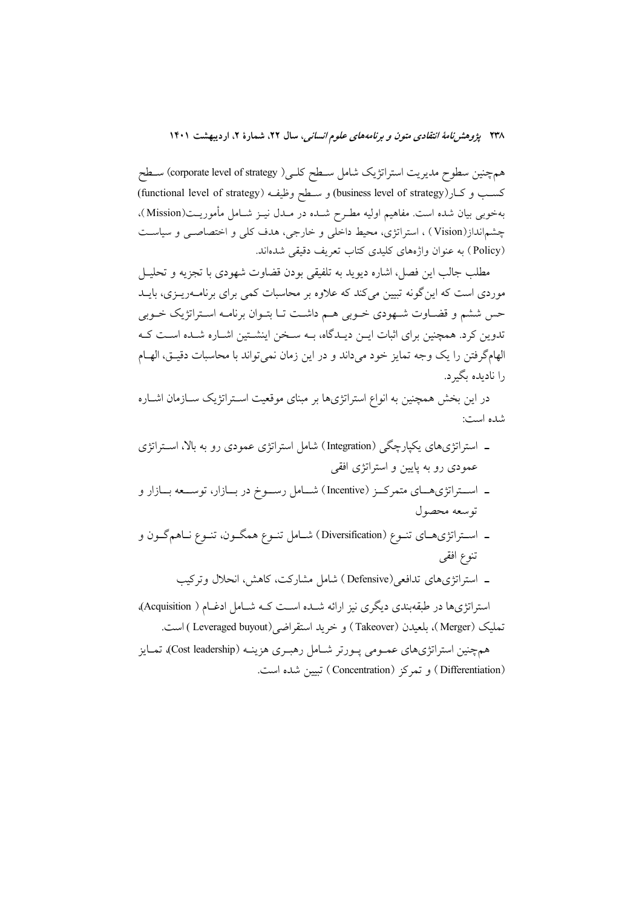همچنین سطوح مدیریت استراتژیک شامل سطح کلی( corporate level of strategy) سطح کسب و کار(business level of strategy) و سطح وظیفه (functional level of strategy) به‌خوبی بیان شده است. مفاهیم اولیه مطرح شده در مدل نیز شامل مأموریت(Mission)، چشم‌انداز(Vision) ، استراتژی، محیط داخلی و خارجی، هدف کلی و اختصاصی و سیاست (Policy) به عنوان واژه‌های کلیدی کتاب تعریف دقیقی شده‌اند.

مطلب جالب این فصل، اشاره دیوید به تلفیقی بودن قضاوت شهودی با تجزیه و تحلیل موردی است که این‌گونه تبیین می‌کند که علاوه بر محاسبات کمی برای برنامه‌ریزی، باید حس ششم و قضاوت شهودی خوبی هم داشت تا بتوان برنامه استراتژیک خوبی تدوین کرد. همچنین برای اثبات این دیدگاه، به سخن اینشتین اشاره شده است که الهام‌گرفتن را یک وجه تمایز خود می‌داند و در این زمان نمی‌تواند با محاسبات دقیق، الهام را نادیده بگیرد.

در این بخش همچنین به انواع استراتژی‌ها بر مبنای موقعیت استراتژیک سازمان اشاره شده است:

- استراتژی‌های یکپارچگی (Integration) شامل استراتژی عمودی رو به بالا، استراتژی عمودی رو به پایین و استراتژی افقی
- استراتژی‌های متمرکز (Incentive) شامل رسوخ در بازار، توسعه بازار و توسعه محصول
- استراتژی‌های تنوع (Diversification) شامل تنوع همگون، تنوع ناهمگون و تنوع افقی
- استراتژی‌های تدافعی(Defensive ) شامل مشارکت، کاهش، انحلال وترکیب

استراتژی‌ها در طبقه‌بندی دیگری نیز ارائه شده است که شامل ادغام ( Acquisition)، تملیک (Merger)، بلعیدن (Takeover) و خرید استقراضی(Leveraged buyout ) است.

همچنین استراتژی‌های عمومی پورتر شامل رهبری هزینه (Cost leadership)، تمایز (Differentiation ) و تمرکز (Concentration ) تبیین شده است.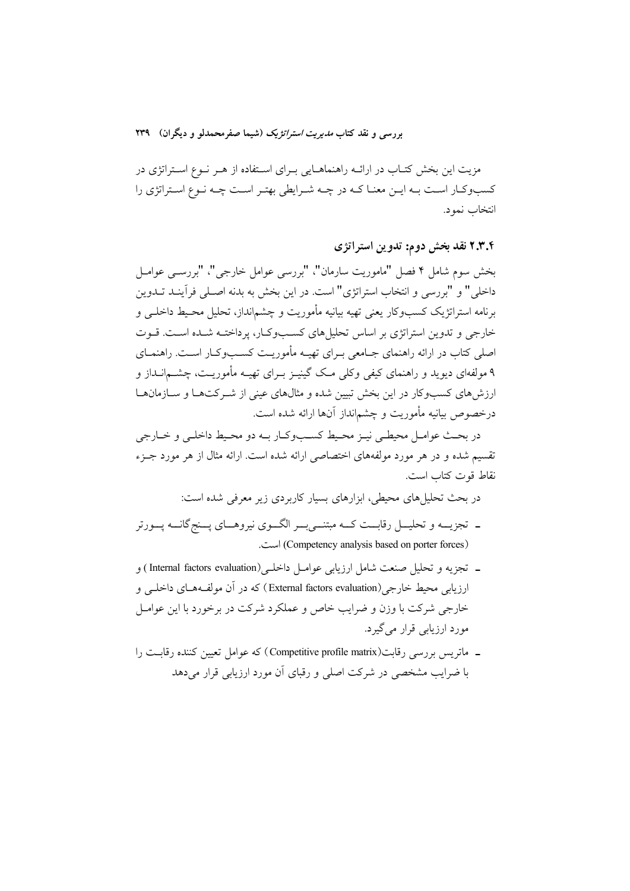مزیت این بخش کتاب در ارائه راهنماهایی برای استفاده از هر نوع استراتژی در کسب‌وکار است به این معنا که در چه شرایطی بهتر است چه نوع استراتژی را انتخاب نمود.

### ۲.۳.۴ نقد بخش دوم: تدوین استراتژی

بخش سوم شامل ۴ فصل "ماموریت سازمان"، "بررسی عوامل خارجی"، "بررسی عوامل داخلی" و "بررسی و انتخاب استراتژی" است. در این بخش به بدنه اصلی فرآیند تدوین برنامه استراتژیک کسب‌وکار یعنی تهیه بیانیه مأموریت و چشم‌انداز، تحلیل محیط داخلی و خارجی و تدوین استراتژی بر اساس تحلیل‌های کسب‌وکار، پرداخته شده است. قوت اصلی کتاب در ارائه راهنمای جامعی برای تهیه مأموریت کسب‌وکار است. راهنمای ۹ مولفه‌ای دیوید و راهنمای کیفی وکلی مک گینیز برای تهیه مأموریت، چشم‌انداز و ارزش‌های کسب‌وکار در این بخش تبیین شده و مثال‌های عینی از شرکت‌ها و سازمان‌ها درخصوص بیانیه مأموریت و چشم‌انداز آن‌ها ارائه شده است.

در بحث عوامل محیطی نیز محیط کسب‌وکار به دو محیط داخلی و خارجی تقسیم شده و در هر مورد مولفه‌های اختصاصی ارائه شده است. ارائه مثال از هر مورد جزء نقاط قوت کتاب است.

در بحث تحلیل‌های محیطی، ابزارهای بسیار کاربردی زیر معرفی شده است:

- تجزیه و تحلیل رقابت که مبتنی‌بر الگوی نیروهای پنج‌گانه پورتر (Competency analysis based on porter forces) است.
- تجزیه و تحلیل صنعت شامل ارزیابی عوامل داخلی(Internal factors evaluation) و ارزیابی محیط خارجی(External factors evaluation) که در آن مولفه‌های داخلی و خارجی شرکت با وزن و ضرایب خاص و عملکرد شرکت در برخورد با این عوامل مورد ارزیابی قرار می‌گیرد.
- ماتریس بررسی رقابت(Competitive profile matrix) که عوامل تعیین کننده رقابت را با ضرایب مشخصی در شرکت اصلی و رقبای آن مورد ارزیابی قرار می‌دهد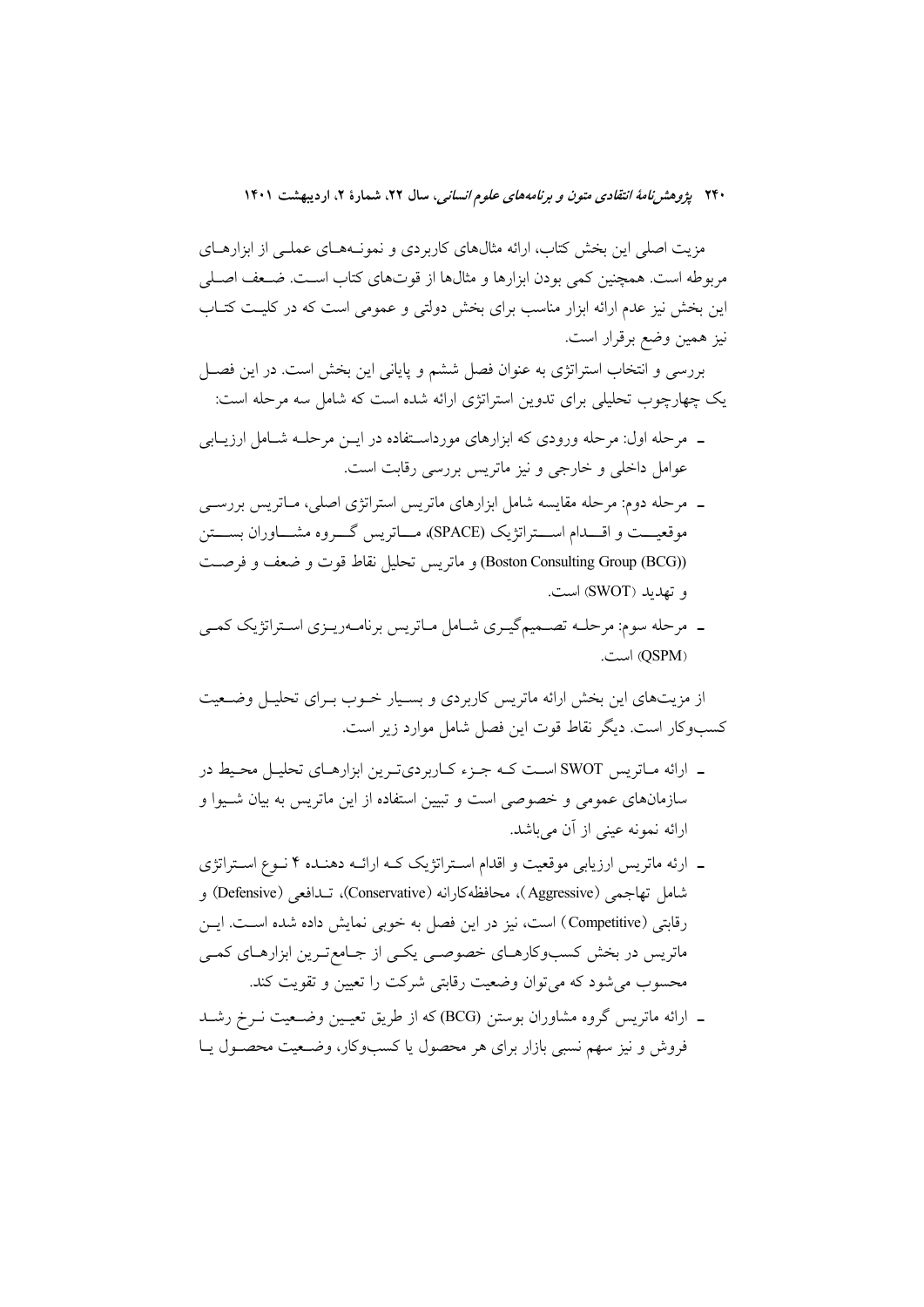مزیت اصلی این بخش کتاب، ارائه مثال‌های کاربردی و نمونه‌های عملی از ابزارهای مربوطه است. همچنین کمی بودن ابزارها و مثال‌ها از قوت‌های کتاب است. ضعف اصلی این بخش نیز عدم ارائه ابزار مناسب برای بخش دولتی و عمومی است که در کلیت کتاب نیز همین وضع برقرار است.

بررسی و انتخاب استراتژی به عنوان فصل ششم و پایانی این بخش است. در این فصل یک چهارچوب تحلیلی برای تدوین استراتژی ارائه شده است که شامل سه مرحله است:

- مرحله اول: مرحله ورودی که ابزارهای مورداستفاده در این مرحله شامل ارزیابی عوامل داخلی و خارجی و نیز ماتریس بررسی رقابت است.
- مرحله دوم: مرحله مقایسه شامل ابزارهای ماتریس استراتژی اصلی، ماتریس بررسی موقعیت و اقدام استراتژیک (SPACE)، ماتریس گروه مشاوران بستن (Boston Consulting Group (BCG)) و ماتریس تحلیل نقاط قوت و ضعف و فرصت و تهدید (SWOT) است.
- مرحله سوم: مرحله تصمیم‌گیری شامل ماتریس برنامه‌ریزی استراتژیک کمی (QSPM) است.

از مزیت‌های این بخش ارائه ماتریس کاربردی و بسیار خوب برای تحلیل وضعیت کسب‌وکار است. دیگر نقاط قوت این فصل شامل موارد زیر است.

- ارائه ماتریس SWOT است که جزء کاربردی‌ترین ابزارهای تحلیل محیط در سازمان‌های عمومی و خصوصی است و تبیین استفاده از این ماتریس به بیان شیوا و ارائه نمونه عینی از آن می‌باشد.
- ارئه ماتریس ارزیابی موقعیت و اقدام استراتژیک که ارائه دهنده ۴ نوع استراتژی شامل تهاجمی (Aggressive)، محافظه‌کارانه (Conservative)، تدافعی (Defensive) و رقابتی (Competitive) است، نیز در این فصل به خوبی نمایش داده شده است. این ماتریس در بخش کسب‌وکارهای خصوصی یکی از جامع‌ترین ابزارهای کمی محسوب می‌شود که می‌توان وضعیت رقابتی شرکت را تعیین و تقویت کند.
- ارائه ماتریس گروه مشاوران بوستن (BCG) که از طریق تعیین وضعیت نرخ رشد فروش و نیز سهم نسبی بازار برای هر محصول یا کسب‌وکار، وضعیت محصول یا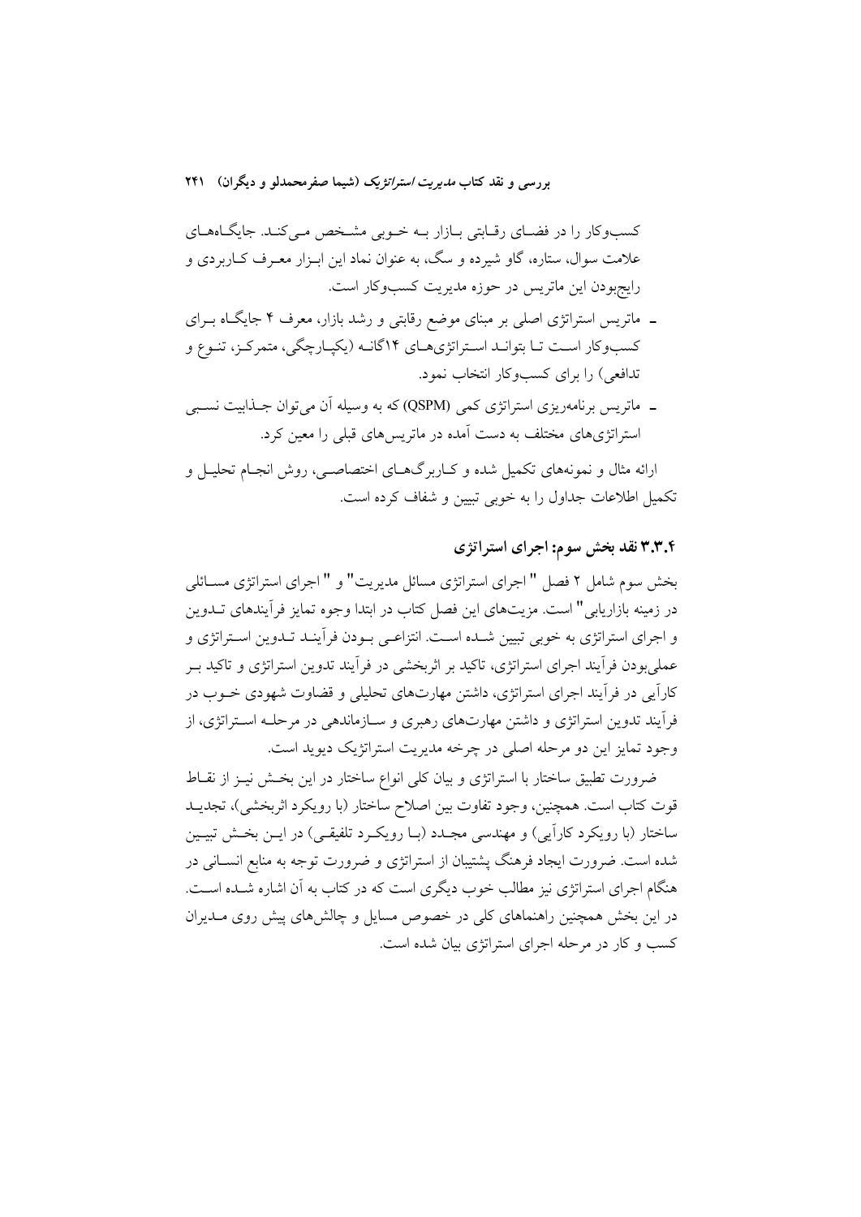کسب‌وکار را در فضای رقابتی بازار به خوبی مشخص می‌کند. جایگاه‌های علامت سوال، ستاره، گاو شیرده و سگ، به عنوان نماد این ابزار معرف کاربردی و رایج‌بودن این ماتریس در حوزه مدیریت کسب‌وکار است.

- ماتریس استراتژی اصلی بر مبنای موضع رقابتی و رشد بازار، معرف ۴ جایگاه برای کسب‌وکار است تا بتواند استراتژی‌های ۱۴گانه (یکپارچگی، متمرکز، تنوع و تدافعی) را برای کسب‌وکار انتخاب نمود.
- ماتریس برنامه‌ریزی استراتژی کمی (QSPM) که به وسیله آن می‌توان جذابیت نسبی استراتژی‌های مختلف به دست آمده در ماتریس‌های قبلی را معین کرد.

ارائه مثال و نمونه‌های تکمیل شده و کاربرگ‌های اختصاصی، روش انجام تحلیل و تکمیل اطلاعات جداول را به خوبی تبیین و شفاف کرده است.

### ۳.۳.۴ نقد بخش سوم: اجرای استراتژی

بخش سوم شامل ۲ فصل " اجرای استراتژی مسائل مدیریت" و " اجرای استراتژی مسائلی در زمینه بازاریابی" است. مزیت‌های این فصل کتاب در ابتدا وجوه تمایز فرآیندهای تدوین و اجرای استراتژی به خوبی تبیین شده است. انتزاعی بودن فرآیند تدوین استراتژی و عملی‌بودن فرآیند اجرای استراتژی، تاکید بر اثربخشی در فرآیند تدوین استراتژی و تاکید بر کارآیی در فرآیند اجرای استراتژی، داشتن مهارت‌های تحلیلی و قضاوت شهودی خوب در فرآیند تدوین استراتژی و داشتن مهارت‌های رهبری و سازماندهی در مرحله استراتژی، از وجود تمایز این دو مرحله اصلی در چرخه مدیریت استراتژیک دیوید است.

ضرورت تطبیق ساختار با استراتژی و بیان کلی انواع ساختار در این بخش نیز از نقاط قوت کتاب است. همچنین، وجود تفاوت بین اصلاح ساختار (با رویکرد اثربخشی)، تجدید ساختار (با رویکرد کارآیی) و مهندسی مجدد (با رویکرد تلفیقی) در این بخش تبیین شده است. ضرورت ایجاد فرهنگ پشتیبان از استراتژی و ضرورت توجه به منابع انسانی در هنگام اجرای استراتژی نیز مطالب خوب دیگری است که در کتاب به آن اشاره شده است. در این بخش همچنین راهنماهای کلی در خصوص مسایل و چالش‌های پیش روی مدیران کسب و کار در مرحله اجرای استراتژی بیان شده است.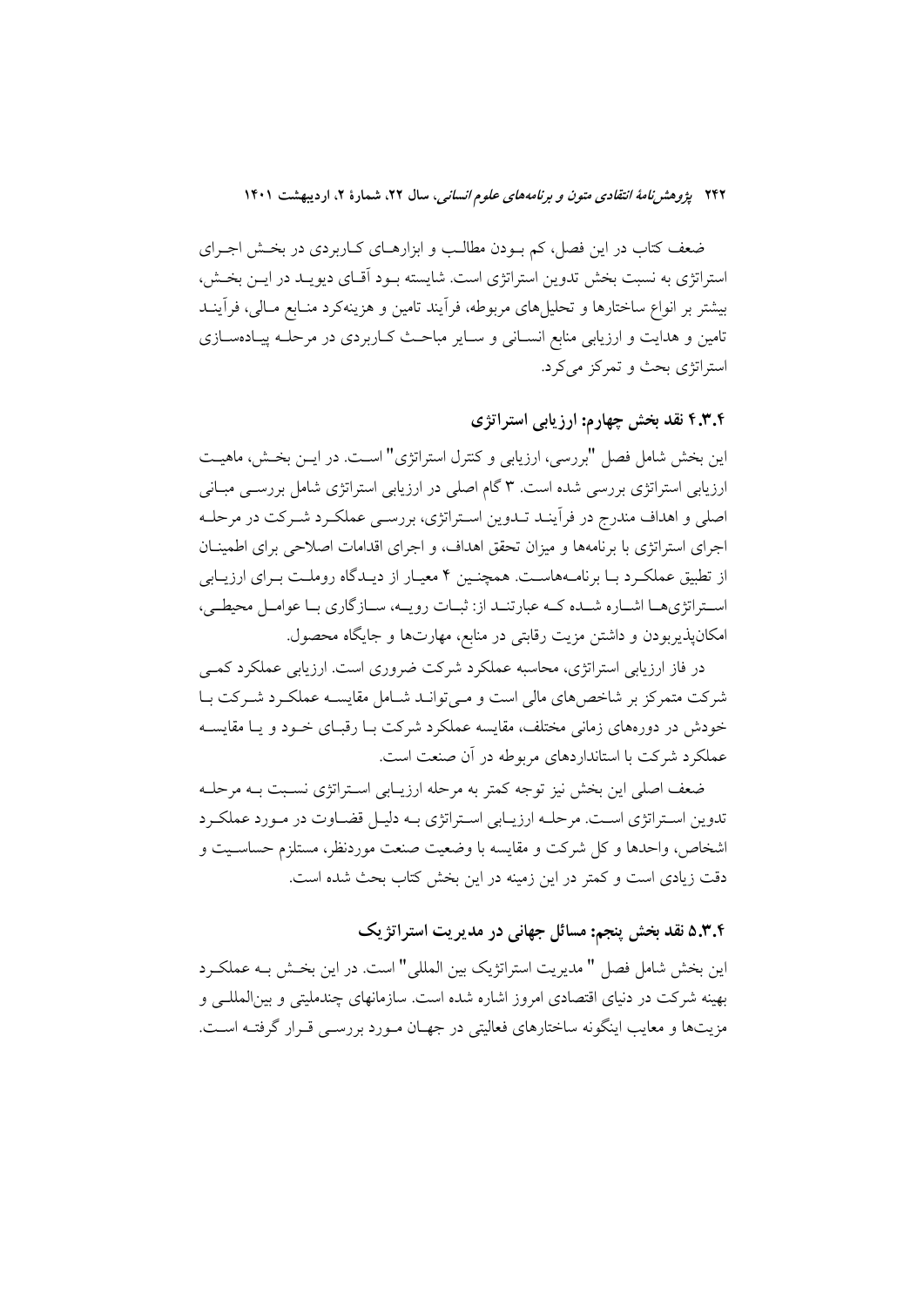ضعف کتاب در این فصل، کم بودن مطالب و ابزارهای کاربردی در بخش اجرای استراتژی به نسبت بخش تدوین استراتژی است. شایسته بود آقای دیوید در این بخش، بیشتر بر انواع ساختارها و تحلیل‌های مربوطه، فرآیند تامین و هزینه‌کرد منابع مالی، فرآیند تامین و هدایت و ارزیابی منابع انسانی و سایر مباحث کاربردی در مرحله پیاده‌سازی استراتژی بحث و تمرکز می‌کرد.

### ۴.۳.۴ نقد بخش چهارم: ارزیابی استراتژی

این بخش شامل فصل "بررسی، ارزیابی و کنترل استراتژی" است. در این بخش، ماهیت ارزیابی استراتژی بررسی شده است. ۳ گام اصلی در ارزیابی استراتژی شامل بررسی مبانی اصلی و اهداف مندرج در فرآیند تدوین استراتژی، بررسی عملکرد شرکت در مرحله اجرای استراتژی با برنامه‌ها و میزان تحقق اهداف، و اجرای اقدامات اصلاحی برای اطمینان از تطبیق عملکرد با برنامه‌هاست. همچنین ۴ معیار از دیدگاه روملت برای ارزیابی استراتژی‌ها اشاره شده که عبارتند از: ثبات رویه، سازگاری با عوامل محیطی، امکان‌پذیربودن و داشتن مزیت رقابتی در منابع، مهارت‌ها و جایگاه محصول.

در فاز ارزیابی استراتژی، محاسبه عملکرد شرکت ضروری است. ارزیابی عملکرد کمی شرکت متمرکز بر شاخص‌های مالی است و می‌تواند شامل مقایسه عملکرد شرکت با خودش در دوره‌های زمانی مختلف، مقایسه عملکرد شرکت با رقبای خود و یا مقایسه عملکرد شرکت با استانداردهای مربوطه در آن صنعت است.

ضعف اصلی این بخش نیز توجه کمتر به مرحله ارزیابی استراتژی نسبت به مرحله تدوین استراتژی است. مرحله ارزیابی استراتژی به دلیل قضاوت در مورد عملکرد اشخاص، واحدها و کل شرکت و مقایسه با وضعیت صنعت موردنظر، مستلزم حساسیت و دقت زیادی است و کمتر در این زمینه در این بخش کتاب بحث شده است.

### ۵.۳.۴ نقد بخش پنجم: مسائل جهانی در مدیریت استراتژیک

این بخش شامل فصل " مدیریت استراتژیک بین المللی" است. در این بخش به عملکرد بهینه شرکت در دنیای اقتصادی امروز اشاره شده است. سازمانهای چندملیتی و بین‌المللی و مزیت‌ها و معایب اینگونه ساختارهای فعالیتی در جهان مورد بررسی قرار گرفته است.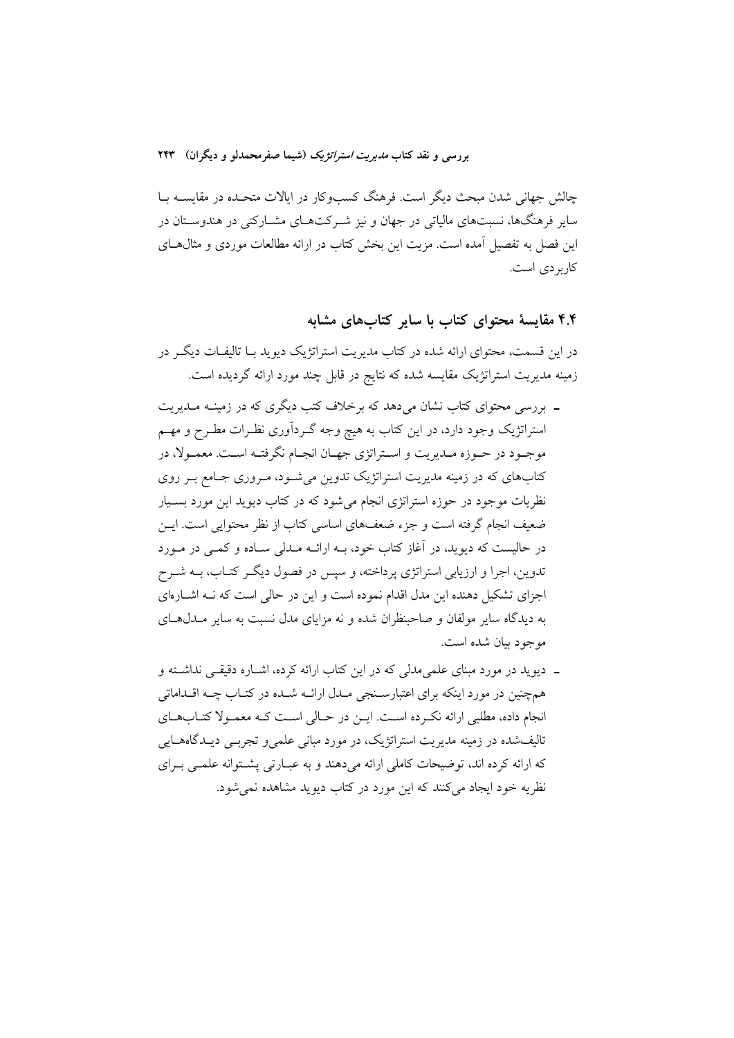چالش جهانی شدن مبحث دیگر است. فرهنگ کسب‌وکار در ایالات متحده در مقایسه با سایر فرهنگ‌ها، نسبت‌های مالیاتی در جهان و نیز شرکت‌های مشارکتی در هندوستان در این فصل به تفصیل آمده است. مزیت این بخش کتاب در ارائه مطالعات موردی و مثال‌های کاربردی است.

## ۴.۴ مقایسهٔ محتوای کتاب با سایر کتاب‌های مشابه

در این قسمت، محتوای ارائه شده در کتاب مدیریت استراتژیک دیوید با تالیفات دیگر در زمینه مدیریت استراتژیک مقایسه شده که نتایج در قابل چند مورد ارائه گردیده است.

- بررسی محتوای کتاب نشان می‌دهد که برخلاف کتب دیگری که در زمینه مدیریت استراتژیک وجود دارد، در این کتاب به هیچ وجه گردآوری نظرات مطرح و مهم موجود در حوزه مدیریت و استراتژی جهان انجام نگرفته است. معمولا، در کتاب‌های که در زمینه مدیریت استراتژیک تدوین می‌شود، مروری جامع بر روی نظریات موجود در حوزه استراتژی انجام می‌شود که در کتاب دیوید این مورد بسیار ضعیف انجام گرفته است و جزء ضعف‌های اساسی کتاب از نظر محتوایی است. این در حالیست که دیوید، در آغاز کتاب خود، به ارائه مدلی ساده و کمی در مورد تدوین، اجرا و ارزیابی استراتژی پرداخته، و سپس در فصول دیگر کتاب، به شرح اجزای تشکیل دهنده این مدل اقدام نموده است و این در حالی است که نه اشاره‌ای به دیدگاه سایر مولفان و صاحبنظران شده و نه مزایای مدل نسبت به سایر مدل‌های موجود بیان شده است.
- دیوید در مورد مبنای علمی‌مدلی که در این کتاب ارائه کرده، اشاره دقیقی نداشته و همچنین در مورد اینکه برای اعتبارسنجی مدل ارائه شده در کتاب چه اقداماتی انجام داده، مطلبی ارائه نکرده است. این در حالی است که معمولا کتاب‌های تالیف‌شده در زمینه مدیریت استراتژیک، در مورد مبانی علمی‌و تجربی دیدگاه‌هایی که ارائه کرده اند، توضیحات کاملی ارائه می‌دهند و به عبارتی پشتوانه علمی برای نظریه خود ایجاد می‌کنند که این مورد در کتاب دیوید مشاهده نمی‌شود.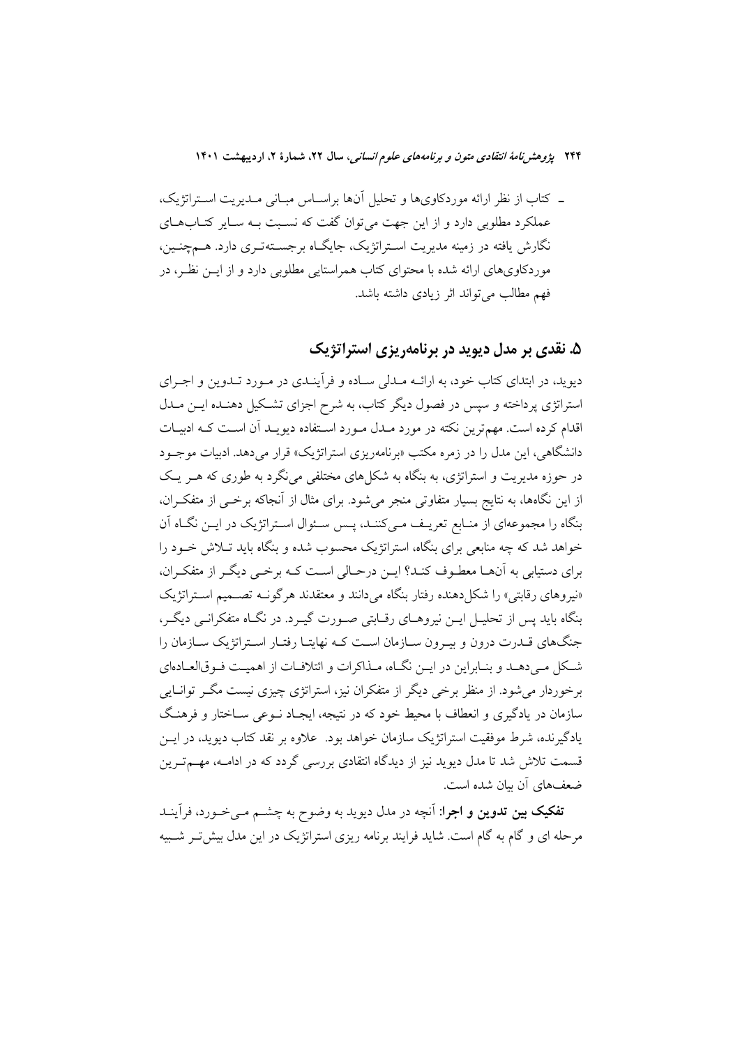ـ کتاب از نظر ارائه موردکاوی‌ها و تحلیل آن‌ها براساس مبانی مدیریت استراتژیک، عملکرد مطلوبی دارد و از این جهت می‌توان گفت که نسبت به سایر کتاب‌های نگارش یافته در زمینه مدیریت استراتژیک، جایگاه برجسته‌تری دارد. هم‌چنین، موردکاوی‌های ارائه شده با محتوای کتاب همراستایی مطلوبی دارد و از این نظر، در فهم مطالب می‌تواند اثر زیادی داشته باشد.

## ۵. نقدی بر مدل دیوید در برنامه‌ریزی استراتژیک

دیوید، در ابتدای کتاب خود، به ارائه مدلی ساده و فرآیندی در مورد تدوین و اجرای استراتژی پرداخته و سپس در فصول دیگر کتاب، به شرح اجزای تشکیل دهنده این مدل اقدام کرده است. مهم‌ترین نکته در مورد مدل مورد استفاده دیوید آن است که ادبیات دانشگاهی، این مدل را در زمره مکتب «برنامه‌ریزی استراتژیک» قرار می‌دهد. ادبیات موجود در حوزه مدیریت و استراتژی، به بنگاه به شکل‌های مختلفی می‌نگرد به طوری که هر یک از این نگاه‌ها، به نتایج بسیار متفاوتی منجر می‌شود. برای مثال از آنجاکه برخی از متفکران، بنگاه را مجموعه‌ای از منابع تعریف می‌کنند، پس سئوال استراتژیک در این نگاه آن خواهد شد که چه منابعی برای بنگاه، استراتژیک محسوب شده و بنگاه باید تلاش خود را برای دستیابی به آن‌ها معطوف کند؟ این درحالی است که برخی دیگر از متفکران، «نیروهای رقابتی» را شکل‌دهنده رفتار بنگاه می‌دانند و معتقدند هرگونه تصمیم استراتژیک بنگاه باید پس از تحلیل این نیروهای رقابتی صورت گیرد. در نگاه متفکرانی دیگر، جنگ‌های قدرت درون و بیرون سازمان است که نهایتا رفتار استراتژیک سازمان را شکل می‌دهد و بنابراین در این نگاه، مذاکرات و ائتلافات از اهمیت فوق‌العاده‌ای برخوردار می‌شود. از منظر برخی دیگر از متفکران نیز، استراتژی چیزی نیست مگر توانایی سازمان در یادگیری و انعطاف با محیط خود که در نتیجه، ایجاد نوعی ساختار و فرهنگ یادگیرنده، شرط موفقیت استراتژیک سازمان خواهد بود. علاوه بر نقد کتاب دیوید، در این قسمت تلاش شد تا مدل دیوید نیز از دیدگاه انتقادی بررسی گردد که در ادامه، مهم‌ترین ضعف‌های آن بیان شده است.

**تفکیک بین تدوین و اجرا:** آنچه در مدل دیوید به وضوح به چشم می‌خورد، فرآیند مرحله ای و گام به گام است. شاید فرایند برنامه ریزی استراتژیک در این مدل بیش‌تر شبیه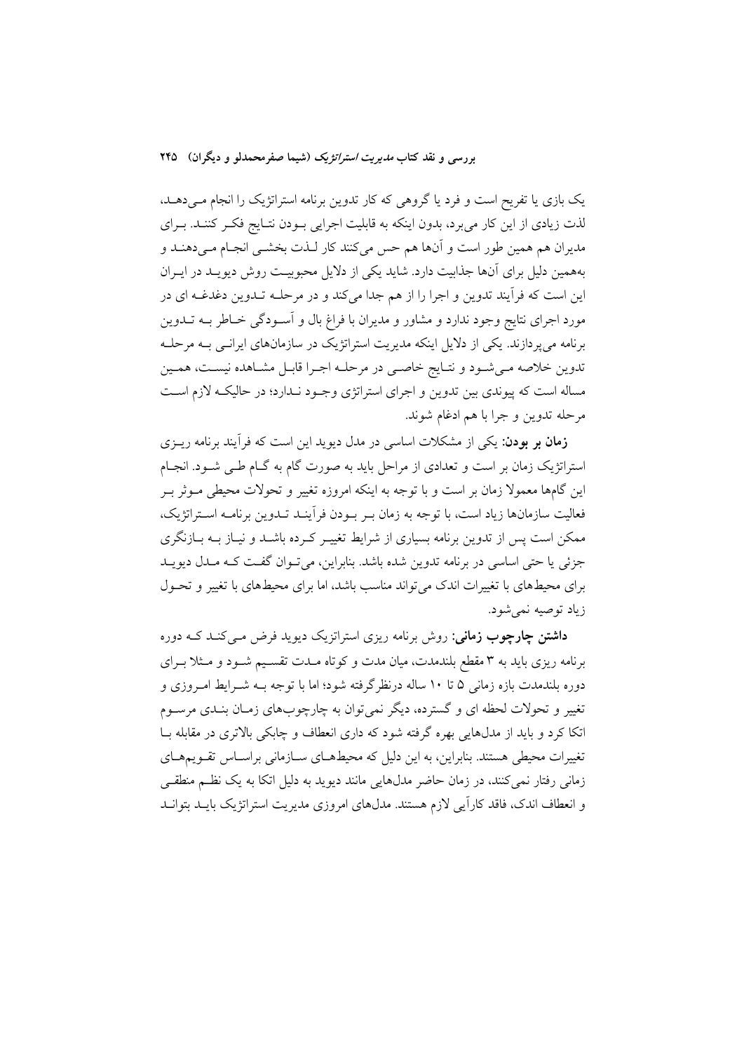یک بازی یا تفریح است و فرد یا گروهی که کار تدوین برنامه استراتژیک را انجام می‌دهد، لذت زیادی از این کار می‌برد، بدون اینکه به قابلیت اجرایی بودن نتایج فکر کنند. برای مدیران هم همین طور است و آن‌ها هم حس می‌کنند کار لذت بخشی انجام می‌دهند و به‌همین دلیل برای آن‌ها جذابیت دارد. شاید یکی از دلایل محبوبیت روش دیوید در ایران این است که فرآیند تدوین و اجرا را از هم جدا می‌کند و در مرحله تدوین دغدغه ای در مورد اجرای نتایج وجود ندارد و مشاور و مدیران با فراغ بال و آسودگی خاطر به تدوین برنامه می‌پردازند. یکی از دلایل اینکه مدیریت استراتژیک در سازمان‌های ایرانی به مرحله تدوین خلاصه می‌شود و نتایج خاصی در مرحله اجرا قابل مشاهده نیست، همین مساله است که پیوندی بین تدوین و اجرای استراتژی وجود ندارد؛ در حالیکه لازم است مرحله تدوین و جرا با هم ادغام شوند.

**زمان بر بودن:** یکی از مشکلات اساسی در مدل دیوید این است که فرآیند برنامه ریزی استراتژیک زمان بر است و تعدادی از مراحل باید به صورت گام به گام طی شود. انجام این گام‌ها معمولا زمان بر است و با توجه به اینکه امروزه تغییر و تحولات محیطی موثر بر فعالیت سازمان‌ها زیاد است، با توجه به زمان بر بودن فرآیند تدوین برنامه استراتژیک، ممکن است پس از تدوین برنامه بسیاری از شرایط تغییر کرده باشد و نیاز به بازنگری جزئی یا حتی اساسی در برنامه تدوین شده باشد. بنابراین، می‌توان گفت که مدل دیوید برای محیط‌های با تغییرات اندک می‌تواند مناسب باشد، اما برای محیط‌های با تغییر و تحول زیاد توصیه نمی‌شود.

**داشتن چارچوب زمانی:** روش برنامه ریزی استراتژیک دیوید فرض می‌کند که دوره برنامه ریزی باید به ۳ مقطع بلندمدت، میان مدت و کوتاه مدت تقسیم شود و مثلا برای دوره بلندمدت بازه زمانی ۵ تا ۱۰ ساله درنظرگرفته شود؛ اما با توجه به شرایط امروزی و تغییر و تحولات لحظه ای و گسترده، دیگر نمی‌توان به چارچوب‌های زمان بندی مرسوم اتکا کرد و باید از مدل‌هایی بهره گرفته شود که داری انعطاف و چابکی بالاتری در مقابله با تغییرات محیطی هستند. بنابراین، به این دلیل که محیط‌های سازمانی براساس تقویم‌های زمانی رفتار نمی‌کنند، در زمان حاضر مدل‌هایی مانند دیوید به دلیل اتکا به یک نظم منطقی و انعطاف اندک، فاقد کارآیی لازم هستند. مدل‌های امروزی مدیریت استراتژیک باید بتوانند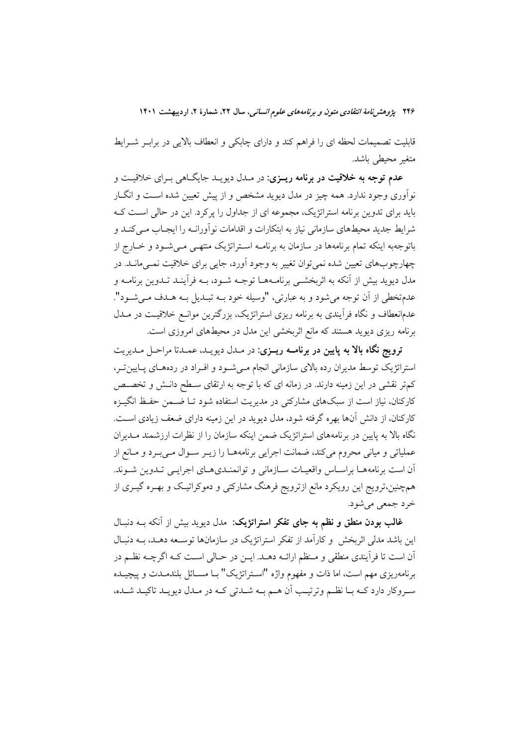قابلیت تصمیمات لحظه ای را فراهم کند و دارای چابکی و انعطاف بالایی در برابـر شـرایط متغیر محیطی باشد.

**عدم توجه به خلاقیت در برنامه ریـزی:** در مـدل دیویـد جایگـاهی بـرای خلاقیـت و نوآوری وجود ندارد. همه چیز در مدل دیوید مشخص و از پیش تعیین شده اسـت و انگـار باید برای تدوین برنامه استراتژیک، مجموعه ای از جداول را پرکرد. این در حالی اسـت کـه شرایط جدید محیط‌های سازمانی نیاز به ابتکارات و اقدامات نوآورانـه را ایجـاب مـی‌کنـد و باتوجه‌به اینکه تمام برنامه‌ها در سازمان به برنامـه اسـتراتژیک منتهـی مـی‌شـود و خـارج از چهارچوب‌های تعیین شده نمی‌توان تغییر به وجود آورد، جایی برای خلاقیت نمـی‌مانـد. در مدل دیوید بیش از آنکه به اثربخشـی برنامـه‌هـا توجـه شـود، بـه فرآینـد تـدوین برنامـه و عدم‌تخطی از آن توجه می‌شود و به عبارتی، "وسیله خود بـه تبـدیل بـه هـدف مـی‌شـود". عدم‌انعطاف و نگاه فرآیندی به برنامه ریزی استراتژیک، بزرگترین موانـع خلاقیـت در مـدل برنامه ریزی دیوید هستند که مانع اثربخشی این مدل در محیط‌های امروزی است.

**ترویج نگاه بالا به پایین در برنامـه ریـزی:** در مـدل دیویـد، عمـدتا مراحـل مـدیریت استراتژیک توسط مدیران رده بالای سازمانی انجام مـی‌شـود و افـراد در رده‌هـای پـایین‌تـر، کم‌تر نقشی در این زمینه دارند. در زمانه ای که با توجه به ارتقای سـطح دانـش و تخصـص کارکنان، نیاز است از سبک‌های مشارکتی در مدیریت استفاده شود تـا ضـمن حفـظ انگیـزه کارکنان، از دانش آن‌ها بهره گرفته شود، مدل دیوید در این زمینه دارای ضعف زیادی اسـت. نگاه بالا به پایین در برنامه‌های استراتژیک ضمن اینکه سازمان را از نظرات ارزشمند مـدیران عملیاتی و میانی محروم می‌کند، ضمانت اجرایی برنامه‌هـا را زیـر سـوال مـی‌بـرد و مـانع از آن است برنامه‌هـا براسـاس واقعیـات سـازمانی و توانمنـدی‌هـای اجرایـی تـدوین شـوند. هم‌چنین،ترویج این رویکرد مانع ازترویج فرهنگ مشارکتی و دموکراتیـک و بهـره گیـری از خرد جمعی می‌شود.

**غالب بودن منطق و نظم به جای تفکر استراتژیک:** مدل دیوید بیش از آنکه بـه دنبـال این باشد مدلی اثربخش و کارآمد از تفکر استراتژیک در سازمان‌ها توسـعه دهـد، بـه دنبـال آن است تا فرآیندی منطقی و مـنظم ارائـه دهـد. ایـن در حـالی اسـت کـه اگرچـه نظـم در برنامه‌ریزی مهم است، اما ذات و مفهوم واژه "اسـتراتژیک" بـا مسـائل بلندمـدت و پیچیـده سـروکار دارد کـه بـا نظـم وترتیـب آن هـم بـه شـدتی کـه در مـدل دیویـد تاکیـد شـده،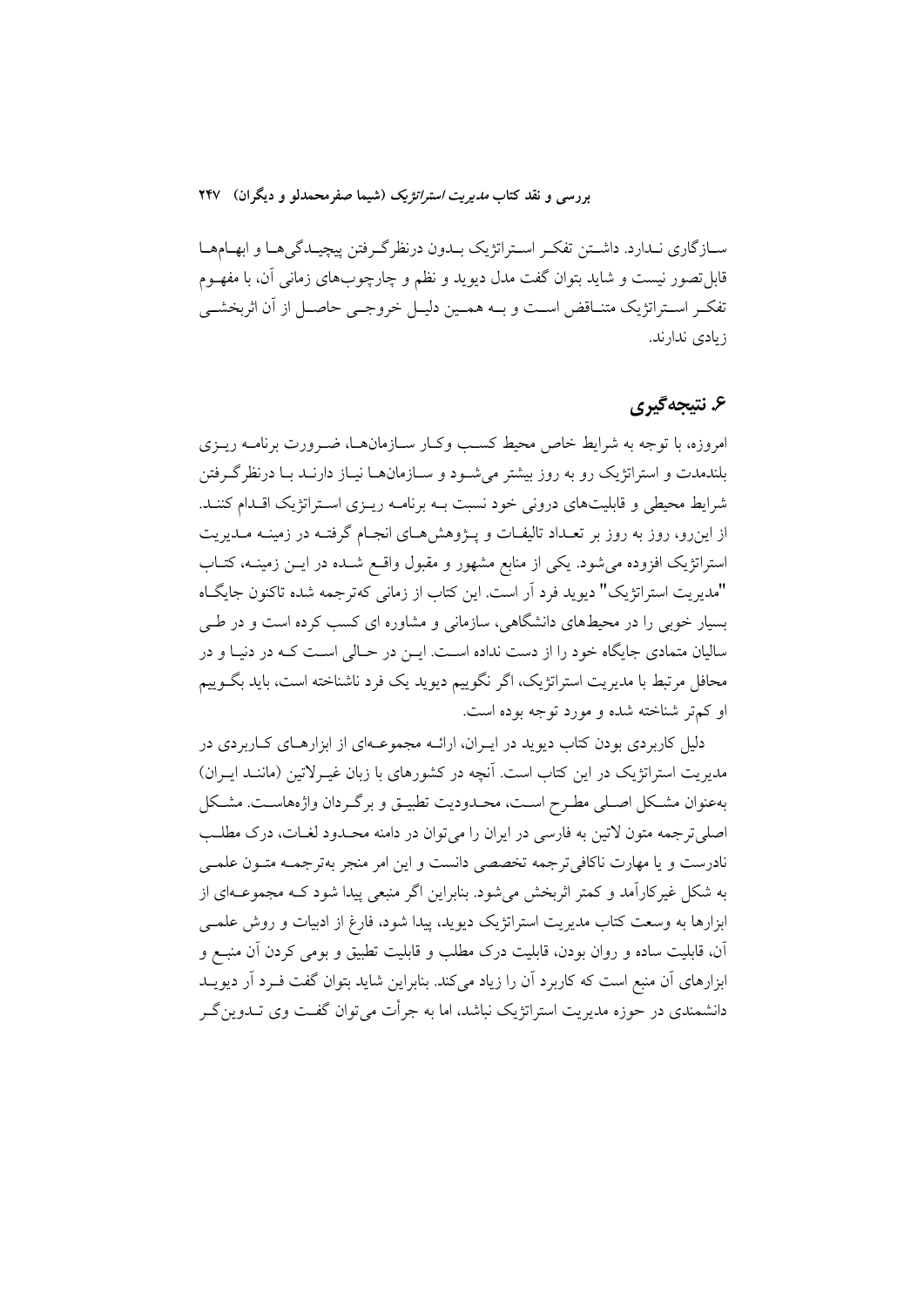سازگاری ندارد. داشتن تفکر استراتژیک بدون درنظرگرفتن پیچیدگی‌ها و ابهام‌ها قابل‌تصور نیست و شاید بتوان گفت مدل دیوید و نظم و چارچوب‌های زمانی آن، با مفهوم تفکر استراتژیک متناقض است و به همین دلیل خروجی حاصل از آن اثربخشی زیادی ندارند.

## ۶. نتیجه‌گیری

امروزه، با توجه به شرایط خاص محیط کسب وکار سازمان‌ها، ضرورت برنامه ریزی بلندمدت و استراتژیک رو به روز بیشتر می‌شود و سازمان‌ها نیاز دارند با درنظرگرفتن شرایط محیطی و قابلیت‌های درونی خود نسبت به برنامه ریزی استراتژیک اقدام کنند. از این‌رو، روز به روز بر تعداد تالیفات و پژوهش‌های انجام گرفته در زمینه مدیریت استراتژیک افزوده می‌شود. یکی از منابع مشهور و مقبول واقع شده در این زمینه، کتاب "مدیریت استراتژیک" دیوید فرد آر است. این کتاب از زمانی که‌ترجمه شده تاکنون جایگاه بسیار خوبی را در محیط‌های دانشگاهی، سازمانی و مشاوره ای کسب کرده است و در طی سالیان متمادی جایگاه خود را از دست نداده است. این در حالی است که در دنیا و در محافل مرتبط با مدیریت استراتژیک، اگر نگوییم دیوید یک فرد ناشناخته است، باید بگوییم او کم‌تر شناخته شده و مورد توجه بوده است.

دلیل کاربردی بودن کتاب دیوید در ایران، ارائه مجموعه‌ای از ابزارهای کاربردی در مدیریت استراتژیک در این کتاب است. آنچه در کشورهای با زبان غیرلاتین (مانند ایران) به‌عنوان مشکل اصلی مطرح است، محدودیت تطبیق و برگردان واژه‌هاست. مشکل اصلی‌ترجمه متون لاتین به فارسی در ایران را می‌توان در دامنه محدود لغات، درک مطلب نادرست و یا مهارت ناکافی‌ترجمه تخصصی دانست و این امر منجر به‌ترجمه متون علمی به شکل غیرکارآمد و کمتر اثربخش می‌شود. بنابراین اگر منبعی پیدا شود که مجموعه‌ای از ابزارها به وسعت کتاب مدیریت استراتژیک دیوید، پیدا شود، فارغ از ادبیات و روش علمی آن، قابلیت ساده و روان بودن، قابلیت درک مطلب و قابلیت تطبیق و بومی کردن آن منبع و ابزارهای آن منبع است که کاربرد آن را زیاد می‌کند. بنابراین شاید بتوان گفت فرد آر دیوید دانشمندی در حوزه مدیریت استراتژیک نباشد، اما به جرأت می‌توان گفت وی تدوین‌گر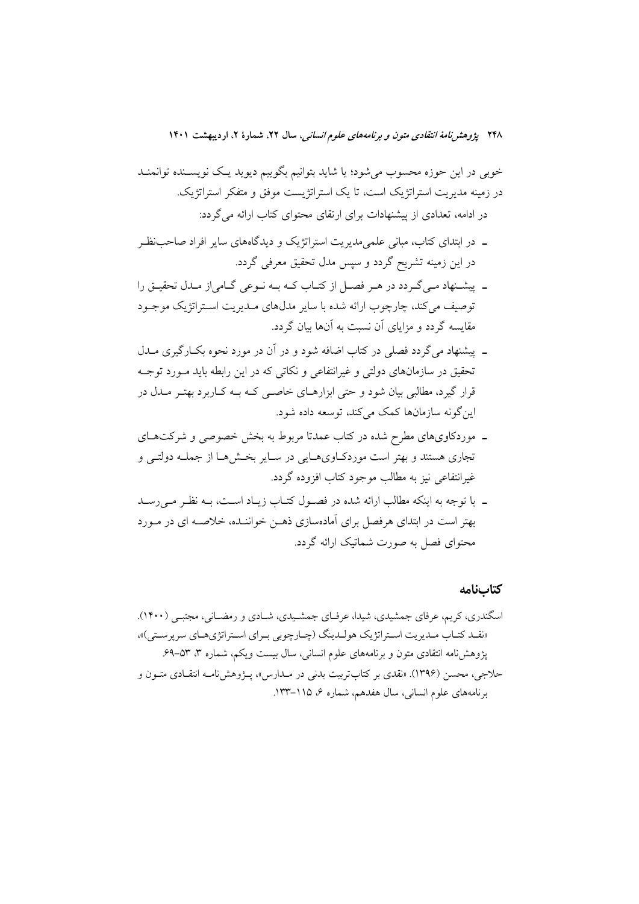خوبی در این حوزه محسوب می‌شود؛ یا شاید بتوانیم بگوییم دیوید یک نویسنده توانمند در زمینه مدیریت استراتژیک است، تا یک استراتژیست موفق و متفکر استراتژیک.

در ادامه، تعدادی از پیشنهادات برای ارتقای محتوای کتاب ارائه می‌گردد:

- در ابتدای کتاب، مبانی علمی‌مدیریت استراتژیک و دیدگاه‌های سایر افراد صاحب‌نظر در این زمینه تشریح گردد و سپس مدل تحقیق معرفی گردد.
- پیشنهاد می‌گردد در هر فصل از کتاب که به نوعی گامی‌از مدل تحقیق را توصیف می‌کند، چارچوب ارائه شده با سایر مدل‌های مدیریت استراتژیک موجود مقایسه گردد و مزایای آن نسبت به آن‌ها بیان گردد.
- پیشنهاد می‌گردد فصلی در کتاب اضافه شود و در آن در مورد نحوه بکارگیری مدل تحقیق در سازمان‌های دولتی و غیرانتفاعی و نکاتی که در این رابطه باید مورد توجه قرار گیرد، مطالبی بیان شود و حتی ابزارهای خاصی که به کاربرد بهتر مدل در این‌گونه سازمان‌ها کمک می‌کند، توسعه داده شود.
- موردکاوی‌های مطرح شده در کتاب عمدتا مربوط به بخش خصوصی و شرکت‌های تجاری هستند و بهتر است موردکاوی‌هایی در سایر بخش‌ها از جمله دولتی و غیرانتفاعی نیز به مطالب موجود کتاب افزوده گردد.
- با توجه به اینکه مطالب ارائه شده در فصول کتاب زیاد است، به نظر می‌رسد بهتر است در ابتدای هرفصل برای آماده‌سازی ذهن خواننده، خلاصه ای در مورد محتوای فصل به صورت شماتیک ارائه گردد.

## کتاب‌نامه

اسگندری، کریم، عرفای جمشیدی، شیدا، عرفای جمشیدی، شادی و رمضانی، مجتبی (۱۴۰۰). «نقد کتاب مدیریت استراتژیک هولدینگ (چارچوبی برای استراتژی‌های سرپرستی)»، پژوهش‌نامه انتقادی متون و برنامه‌های علوم انسانی، سال بیست ویکم، شماره ۳، ۵۳-۶۹.

حلاجی، محسن (۱۳۹۶). «نقدی بر کتاب‌تربیت بدنی در مدارس»، پژوهش‌نامه انتقادی متون و برنامه‌های علوم انسانی، سال هفدهم، شماره ۶، ۱۱۵-۱۳۳.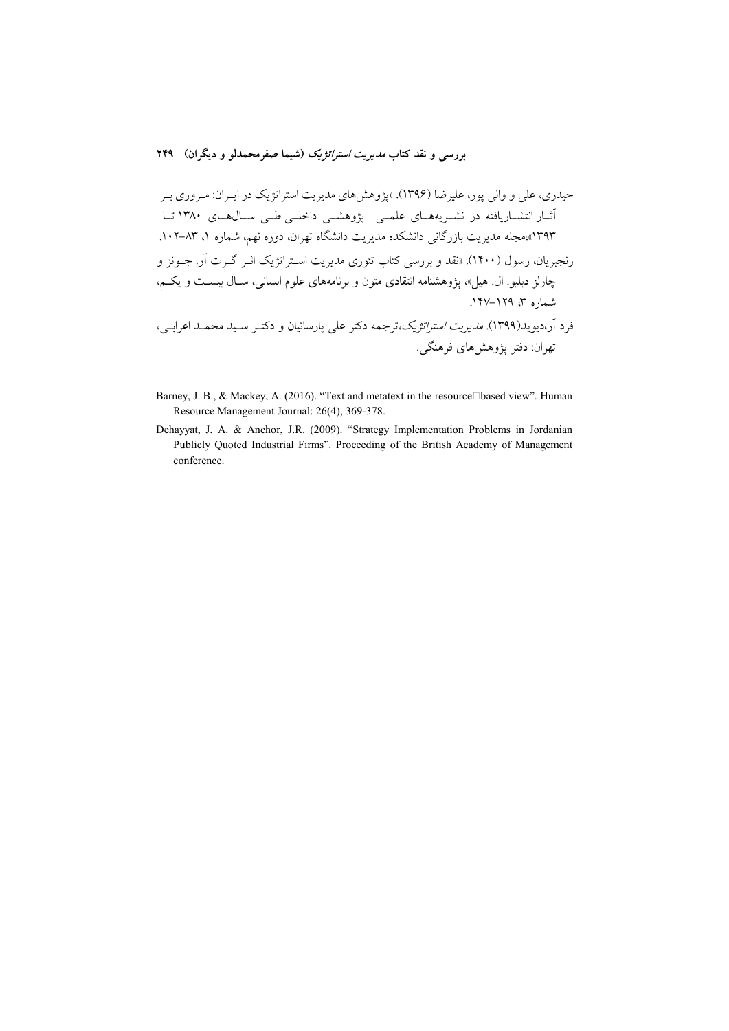حیدری، علی و والی پور، علیرضا (۱۳۹۶). «پژوهش‌های مدیریت استراتژیک در ایران: مروری بر آثار انتشاریافته در نشریه‌های علمی پژوهشی داخلی طی سال‌های ۱۳۸۰ تا ۱۳۹۳»،مجله مدیریت بازرگانی دانشکده مدیریت دانشگاه تهران، دوره نهم، شماره ۱، ۸۳-۱۰۲.

رنجبریان، رسول (۱۴۰۰). «نقد و بررسی کتاب تئوری مدیریت استراتژیک اثر گرت آر. جونز و چارلز دبلیو. ال. هیل»، پژوهشنامه انتقادی متون و برنامه‌های علوم انسانی، سال بیست و یکم، شماره ۳، ۱۲۹-۱۴۷.

فرد آر،دیوید(۱۳۹۹). *مدیریت استراتژیک*،ترجمه دکتر علی پارسائیان و دکتر سید محمد اعرابی، تهران: دفتر پژوهش‌های فرهنگی.

Barney, J. B., & Mackey, A. (2016). "Text and metatext in the resource□based view". Human Resource Management Journal: 26(4), 369-378.

Dehayyat, J. A. & Anchor, J.R. (2009). "Strategy Implementation Problems in Jordanian Publicly Quoted Industrial Firms". Proceeding of the British Academy of Management conference.